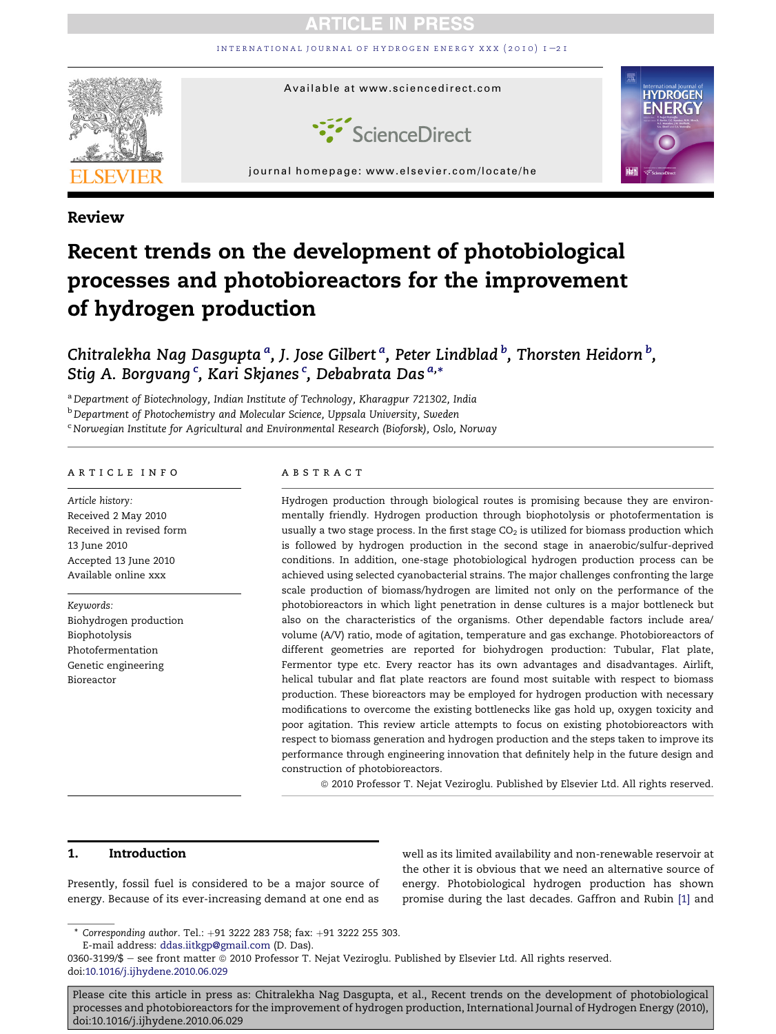Review

# Recent trends on the development of photobiological processes and photobioreactors for the improvement of hydrogen production

Chitralekha Nag Dasgupta [a], J. Jose Gilbert [a], Peter Lindblad [b], Thorsten Heidorn [b], Stig A. Borgvang [c], Kari Skjanes [c], Debabrata Das [a,*]

[a] Department of Biotechnology, Indian Institute of Technology, Kharagpur 721302, India
[b] Department of Photochemistry and Molecular Science, Uppsala University, Sweden
[c] Norwegian Institute for Agricultural and Environmental Research (Bioforsk), Oslo, Norway

**ARTICLE INFO**

*Article history:*
Received 2 May 2010
Received in revised form
13 June 2010
Accepted 13 June 2010
Available online xxx

*Keywords:*
Biohydrogen production
Biophotolysis
Photofermentation
Genetic engineering
Bioreactor

**ABSTRACT**

Hydrogen production through biological routes is promising because they are environmentally friendly. Hydrogen production through biophotolysis or photofermentation is usually a two stage process. In the first stage $CO_2$ is utilized for biomass production which is followed by hydrogen production in the second stage in anaerobic/sulfur-deprived conditions. In addition, one-stage photobiological hydrogen production process can be achieved using selected cyanobacterial strains. The major challenges confronting the large scale production of biomass/hydrogen are limited not only on the performance of the photobioreactors in which light penetration in dense cultures is a major bottleneck but also on the characteristics of the organisms. Other dependable factors include area/volume (A/V) ratio, mode of agitation, temperature and gas exchange. Photobioreactors of different geometries are reported for biohydrogen production: Tubular, Flat plate, Fermentor type etc. Every reactor has its own advantages and disadvantages. Airlift, helical tubular and flat plate reactors are found most suitable with respect to biomass production. These bioreactors may be employed for hydrogen production with necessary modifications to overcome the existing bottlenecks like gas hold up, oxygen toxicity and poor agitation. This review article attempts to focus on existing photobioreactors with respect to biomass generation and hydrogen production and the steps taken to improve its performance through engineering innovation that definitely help in the future design and construction of photobioreactors.

© 2010 Professor T. Nejat Veziroglu. Published by Elsevier Ltd. All rights reserved.

## 1. Introduction

Presently, fossil fuel is considered to be a major source of energy. Because of its ever-increasing demand at one end as well as its limited availability and non-renewable reservoir at the other it is obvious that we need an alternative source of energy. Photobiological hydrogen production has shown promise during the last decades. Gaffron and Rubin [1] and

\* Corresponding author. Tel.: +91 3222 283 758; fax: +91 3222 255 303.
E-mail address: ddas.iitkgp@gmail.com (D. Das).
0360-3199/$ – see front matter © 2010 Professor T. Nejat Veziroglu. Published by Elsevier Ltd. All rights reserved.
doi:10.1016/j.ijhydene.2010.06.029

Please cite this article in press as: Chitralekha Nag Dasgupta, et al., Recent trends on the development of photobiological processes and photobioreactors for the improvement of hydrogen production, International Journal of Hydrogen Energy (2010), doi:10.1016/j.ijhydene.2010.06.029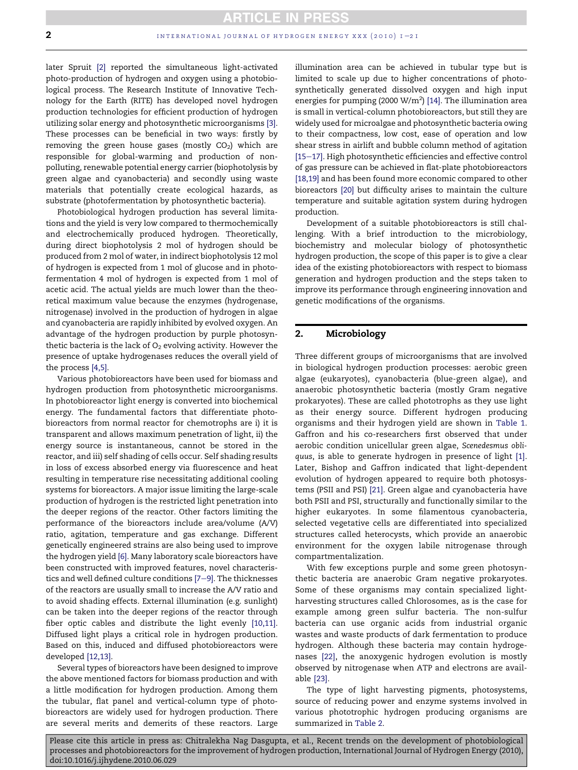later Spruit [2] reported the simultaneous light-activated photo-production of hydrogen and oxygen using a photobiological process. The Research Institute of Innovative Technology for the Earth (RITE) has developed novel hydrogen production technologies for efficient production of hydrogen utilizing solar energy and photosynthetic microorganisms [3]. These processes can be beneficial in two ways: firstly by removing the green house gases (mostly $CO_2$) which are responsible for global-warming and production of non-polluting, renewable potential energy carrier (biophotolysis by green algae and cyanobacteria) and secondly using waste materials that potentially create ecological hazards, as substrate (photofermentation by photosynthetic bacteria).

Photobiological hydrogen production has several limitations and the yield is very low compared to thermochemically and electrochemically produced hydrogen. Theoretically, during direct biophotolysis 2 mol of hydrogen should be produced from 2 mol of water, in indirect biophotolysis 12 mol of hydrogen is expected from 1 mol of glucose and in photofermentation 4 mol of hydrogen is expected from 1 mol of acetic acid. The actual yields are much lower than the theoretical maximum value because the enzymes (hydrogenase, nitrogenase) involved in the production of hydrogen in algae and cyanobacteria are rapidly inhibited by evolved oxygen. An advantage of the hydrogen production by purple photosynthetic bacteria is the lack of $O_2$ evolving activity. However the presence of uptake hydrogenases reduces the overall yield of the process [4,5].

Various photobioreactors have been used for biomass and hydrogen production from photosynthetic microorganisms. In photobioreactor light energy is converted into biochemical energy. The fundamental factors that differentiate photobioreactors from normal reactor for chemotrophs are i) it is transparent and allows maximum penetration of light, ii) the energy source is instantaneous, cannot be stored in the reactor, and iii) self shading of cells occur. Self shading results in loss of excess absorbed energy via fluorescence and heat resulting in temperature rise necessitating additional cooling systems for bioreactors. A major issue limiting the large-scale production of hydrogen is the restricted light penetration into the deeper regions of the reactor. Other factors limiting the performance of the bioreactors include area/volume (A/V) ratio, agitation, temperature and gas exchange. Different genetically engineered strains are also being used to improve the hydrogen yield [6]. Many laboratory scale bioreactors have been constructed with improved features, novel characteristics and well defined culture conditions [7–9]. The thicknesses of the reactors are usually small to increase the A/V ratio and to avoid shading effects. External illumination (e.g. sunlight) can be taken into the deeper regions of the reactor through fiber optic cables and distribute the light evenly [10,11]. Diffused light plays a critical role in hydrogen production. Based on this, induced and diffused photobioreactors were developed [12,13].

Several types of bioreactors have been designed to improve the above mentioned factors for biomass production and with a little modification for hydrogen production. Among them the tubular, flat panel and vertical-column type of photobioreactors are widely used for hydrogen production. There are several merits and demerits of these reactors. Large illumination area can be achieved in tubular type but is limited to scale up due to higher concentrations of photosynthetically generated dissolved oxygen and high input energies for pumping (2000 W/m$^2$) [14]. The illumination area is small in vertical-column photobioreactors, but still they are widely used for microalgae and photosynthetic bacteria owing to their compactness, low cost, ease of operation and low shear stress in airlift and bubble column method of agitation [15–17]. High photosynthetic efficiencies and effective control of gas pressure can be achieved in flat-plate photobioreactors [18,19] and has been found more economic compared to other bioreactors [20] but difficulty arises to maintain the culture temperature and suitable agitation system during hydrogen production.

Development of a suitable photobioreactors is still challenging. With a brief introduction to the microbiology, biochemistry and molecular biology of photosynthetic hydrogen production, the scope of this paper is to give a clear idea of the existing photobioreactors with respect to biomass generation and hydrogen production and the steps taken to improve its performance through engineering innovation and genetic modifications of the organisms.

## 2. Microbiology

Three different groups of microorganisms that are involved in biological hydrogen production processes: aerobic green algae (eukaryotes), cyanobacteria (blue-green algae), and anaerobic photosynthetic bacteria (mostly Gram negative prokaryotes). These are called phototrophs as they use light as their energy source. Different hydrogen producing organisms and their hydrogen yield are shown in Table 1. Gaffron and his co-researchers first observed that under aerobic condition unicellular green algae, *Scenedesmus obliquus*, is able to generate hydrogen in presence of light [1]. Later, Bishop and Gaffron indicated that light-dependent evolution of hydrogen appeared to require both photosystems (PSII and PSI) [21]. Green algae and cyanobacteria have both PSII and PSI, structurally and functionally similar to the higher eukaryotes. In some filamentous cyanobacteria, selected vegetative cells are differentiated into specialized structures called heterocysts, which provide an anaerobic environment for the oxygen labile nitrogenase through compartmentalization.

With few exceptions purple and some green photosynthetic bacteria are anaerobic Gram negative prokaryotes. Some of these organisms may contain specialized light-harvesting structures called Chlorosomes, as is the case for example among green sulfur bacteria. The non-sulfur bacteria can use organic acids from industrial organic wastes and waste products of dark fermentation to produce hydrogen. Although these bacteria may contain hydrogenases [22], the anoxygenic hydrogen evolution is mostly observed by nitrogenase when ATP and electrons are available [23].

The type of light harvesting pigments, photosystems, source of reducing power and enzyme systems involved in various phototrophic hydrogen producing organisms are summarized in Table 2.

Please cite this article in press as: Chitralekha Nag Dasgupta, et al., Recent trends on the development of photobiological processes and photobioreactors for the improvement of hydrogen production, International Journal of Hydrogen Energy (2010), doi:10.1016/j.ijhydene.2010.06.029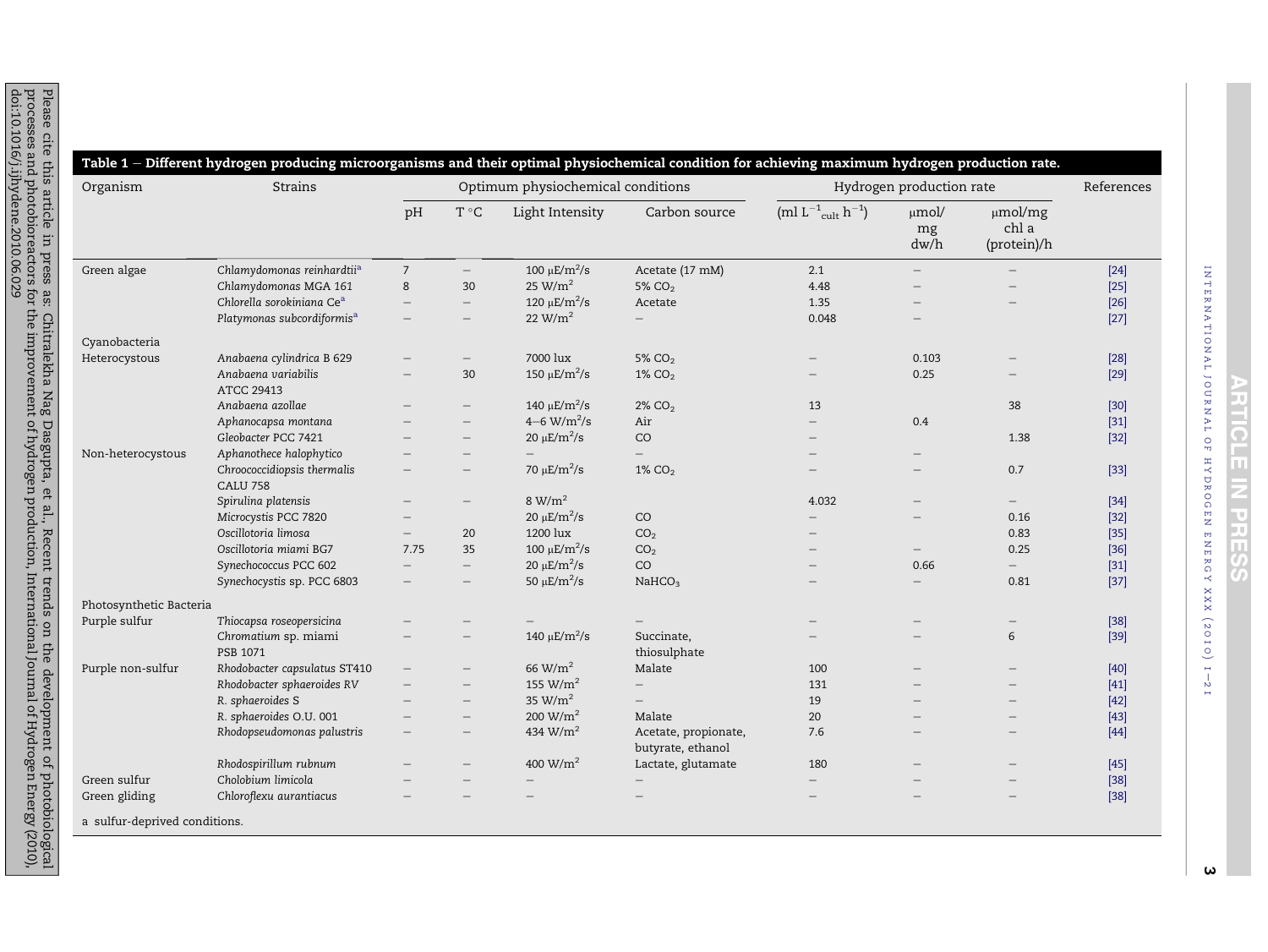**Table 1 – Different hydrogen producing microorganisms and their optimal physiochemical condition for achieving maximum hydrogen production rate.**

| Organism | Strains | Optimum physiochemical conditions | | | | Hydrogen production rate | | | References |
|---|---|---|---|---|---|---|---|---|---|
| | | pH | T °C | Light Intensity | Carbon source | (ml $L^{-1}_{cult}$ $h^{-1}$) | μmol/mg dw/h | μmol/mg chl a (protein)/h | |
| Green algae | *Chlamydomonas reinhardtii*[a] | 7 | – | 100 $\mu E/m^2/s$ | Acetate (17 mM) | 2.1 | – | – | [24] |
| | *Chlamydomonas MGA 161* | 8 | 30 | 25 $W/m^2$ | 5% $CO_2$ | 4.48 | – | – | [25] |
| | *Chlorella sorokiniana Ce*[a] | – | – | 120 $\mu E/m^2/s$ | Acetate | 1.35 | – | – | [26] |
| | *Platymonas subcordiformis*[a] | – | – | 22 $W/m^2$ | – | 0.048 | – | | [27] |
| Cyanobacteria | | | | | | | | | |
| Heterocystous | *Anabaena cylindrica* B 629 | – | – | 7000 lux | 5% $CO_2$ | – | 0.103 | – | [28] |
| | *Anabaena variabilis* ATCC 29413 | – | 30 | 150 $\mu E/m^2/s$ | 1% $CO_2$ | – | 0.25 | – | [29] |
| | *Anabaena azollae* | – | – | 140 $\mu E/m^2/s$ | 2% $CO_2$ | 13 | | 38 | [30] |
| | *Aphanocapsa montana* | – | – | 4–6 $W/m^2/s$ | Air | – | 0.4 | | [31] |
| | *Gleobacter* PCC 7421 | – | – | 20 $\mu E/m^2/s$ | CO | – | | 1.38 | [32] |
| Non-heterocystous | *Aphanothece halophytico* | – | – | – | – | – | – | | |
| | *Chroococcidiopsis thermalis* CALU 758 | – | – | 70 $\mu E/m^2/s$ | 1% $CO_2$ | – | – | 0.7 | [33] |
| | *Spirulina platensis* | – | – | 8 $W/m^2$ | | 4.032 | – | – | [34] |
| | *Microcystis* PCC 7820 | – | | 20 $\mu E/m^2/s$ | CO | – | – | 0.16 | [32] |
| | *Oscillotoria limosa* | – | 20 | 1200 lux | $CO_2$ | – | | 0.83 | [35] |
| | *Oscillotoria miami* BG7 | 7.75 | 35 | 100 $\mu E/m^2/s$ | $CO_2$ | – | – | 0.25 | [36] |
| | *Synechococcus* PCC 602 | – | – | 20 $\mu E/m^2/s$ | CO | – | 0.66 | – | [31] |
| | *Synechocystis* sp. PCC 6803 | – | – | 50 $\mu E/m^2/s$ | $NaHCO_3$ | – | – | 0.81 | [37] |
| Photosynthetic Bacteria | | | | | | | | | |
| Purple sulfur | *Thiocapsa roseopersicina* | – | – | – | – | – | – | – | [38] |
| | *Chromatium* sp. miami PSB 1071 | – | – | 140 $\mu E/m^2/s$ | Succinate, thiosulphate | – | – | 6 | [39] |
| Purple non-sulfur | *Rhodobacter capsulatus* ST410 | – | – | 66 $W/m^2$ | Malate | 100 | – | – | [40] |
| | *Rhodobacter sphaeroides RV* | – | – | 155 $W/m^2$ | – | 131 | – | – | [41] |
| | *R. sphaeroides* S | – | – | 35 $W/m^2$ | – | 19 | – | – | [42] |
| | *R. sphaeroides* O.U. 001 | – | – | 200 $W/m^2$ | Malate | 20 | – | – | [43] |
| | *Rhodopseudomonas palustris* | – | – | 434 $W/m^2$ | Acetate, propionate, butyrate, ethanol | 7.6 | – | – | [44] |
| | *Rhodospirillum rubnum* | – | – | 400 $W/m^2$ | Lactate, glutamate | 180 | – | – | [45] |
| Green sulfur | *Cholobium limicola* | – | – | – | – | – | – | – | [38] |
| Green gliding | *Chloroflexu aurantiacus* | – | – | – | – | – | – | – | [38] |

a sulfur-deprived conditions.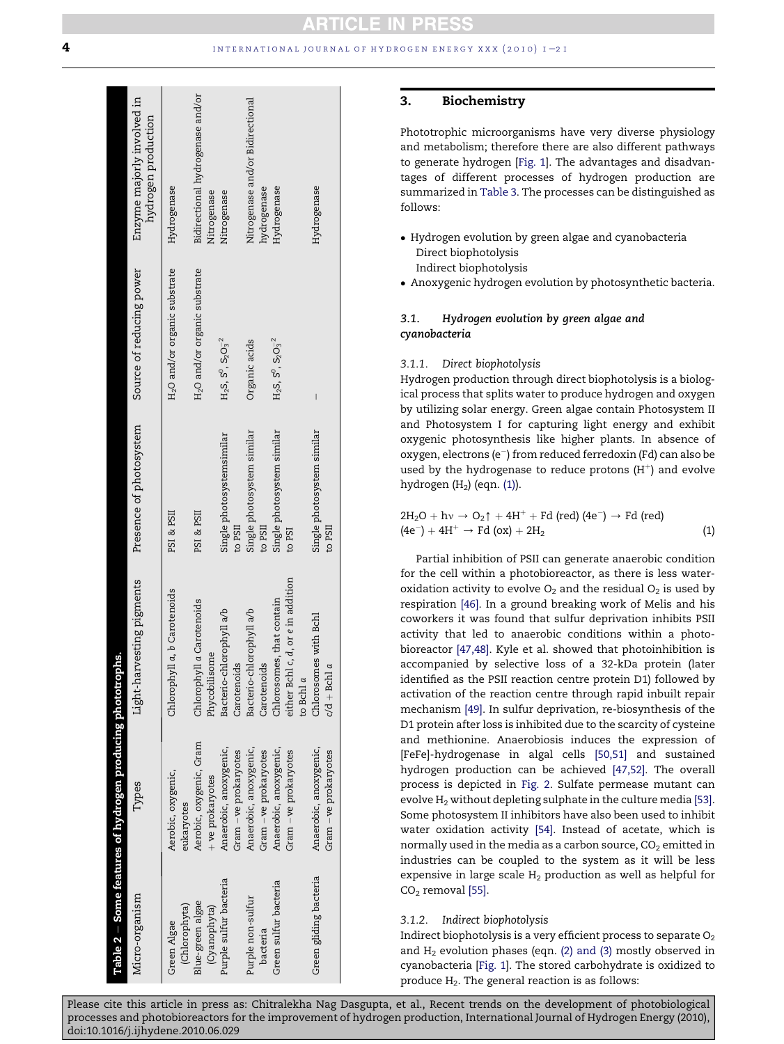**Table 2 – Some features of hydrogen producing phototrophs.**

| Micro-organism | Types | Light-harvesting pigments | Presence of photosystem | Source of reducing power | Enzyme majorly involved in hydrogen production |
|---|---|---|---|---|---|
| Green Algae (Chlorophyta) | Aerobic, oxygenic, eukaryotes | Chlorophyll *a*, *b* Carotenoids | PSI & PSII | $H_2O$ and/or organic substrate | Hydrogenase |
| Blue-green algae (Cyanophyta) | Aerobic, oxygenic, Gram +ve prokaryotes | Chlorophyll *a* Carotenoids Phycobilisome | PSI & PSII | $H_2O$ and/or organic substrate | Bidirectional hydrogenase and/or Nitrogenase |
| Purple sulfur bacteria | Anaerobic, anoxygenic, Gram −ve prokaryotes | Bacterio-chlorophyll a/b Carotenoids | Single photosystemsimilar to PSII | $H_2S$, $S^0$, $S_2O_3^{-2}$ | Nitrogenase |
| Purple non-sulfur bacteria | Anaerobic, anoxygenic, Gram −ve prokaryotes | Bacterio-chlorophyll a/b Carotenoids | Single photosystem similar to PSII | Organic acids | Nitrogenase and/or Bidirectional hydrogenase |
| Green sulfur bacteria | Anaerobic, anoxygenic, Gram −ve prokaryotes | Chlorosomes, that contain either Bchl *c*, *d*, or *e* in addition to Bchl *a* | Single photosystem similar to PSI | $H_2S$, $S^0$, $S_2O_3^{-2}$ | Hydrogenase |
| Green gliding bacteria | Anaerobic, anoxygenic, Gram −ve prokaryotes | Chlorosomes with Bchl *c*/*d* + Bchl *a* | Single photosystem similar to PSII | – | Hydrogenase |

## 3. Biochemistry

Phototrophic microorganisms have very diverse physiology and metabolism; therefore there are also different pathways to generate hydrogen [Fig. 1]. The advantages and disadvantages of different processes of hydrogen production are summarized in Table 3. The processes can be distinguished as follows:

- Hydrogen evolution by green algae and cyanobacteria
  - Direct biophotolysis
  - Indirect biophotolysis
- Anoxygenic hydrogen evolution by photosynthetic bacteria.

### 3.1. *Hydrogen evolution by green algae and cyanobacteria*

#### 3.1.1. *Direct biophotolysis*

Hydrogen production through direct biophotolysis is a biological process that splits water to produce hydrogen and oxygen by utilizing solar energy. Green algae contain Photosystem II and Photosystem I for capturing light energy and exhibit oxygenic photosynthesis like higher plants. In absence of oxygen, electrons ($e^-$) from reduced ferredoxin (Fd) can also be used by the hydrogenase to reduce protons ($H^+$) and evolve hydrogen ($H_2$) (eqn. (1)).

$$2H_2O + h\nu \rightarrow O_2\uparrow + 4H^+ + \text{Fd (red)}\,(4e^-) \rightarrow \text{Fd (red)}\,(4e^-) + 4H^+ \rightarrow \text{Fd (ox)} + 2H_2 \quad (1)$$

Partial inhibition of PSII can generate anaerobic condition for the cell within a photobioreactor, as there is less water-oxidation activity to evolve $O_2$ and the residual $O_2$ is used by respiration [46]. In a ground breaking work of Melis and his coworkers it was found that sulfur deprivation inhibits PSII activity that led to anaerobic conditions within a photobioreactor [47,48]. Kyle et al. showed that photoinhibition is accompanied by selective loss of a 32-kDa protein (later identified as the PSII reaction centre protein D1) followed by activation of the reaction centre through rapid inbuilt repair mechanism [49]. In sulfur deprivation, re-biosynthesis of the D1 protein after loss is inhibited due to the scarcity of cysteine and methionine. Anaerobiosis induces the expression of [FeFe]-hydrogenase in algal cells [50,51] and sustained hydrogen production can be achieved [47,52]. The overall process is depicted in Fig. 2. Sulfate permease mutant can evolve $H_2$ without depleting sulphate in the culture media [53]. Some photosystem II inhibitors have also been used to inhibit water oxidation activity [54]. Instead of acetate, which is normally used in the media as a carbon source, $CO_2$ emitted in industries can be coupled to the system as it will be less expensive in large scale $H_2$ production as well as helpful for $CO_2$ removal [55].

#### 3.1.2. *Indirect biophotolysis*

Indirect biophotolysis is a very efficient process to separate $O_2$ and $H_2$ evolution phases (eqn. (2) and (3) mostly observed in cyanobacteria [Fig. 1]. The stored carbohydrate is oxidized to produce $H_2$. The general reaction is as follows:

Please cite this article in press as: Chitralekha Nag Dasgupta, et al., Recent trends on the development of photobiological processes and photobioreactors for the improvement of hydrogen production, International Journal of Hydrogen Energy (2010), doi:10.1016/j.ijhydene.2010.06.029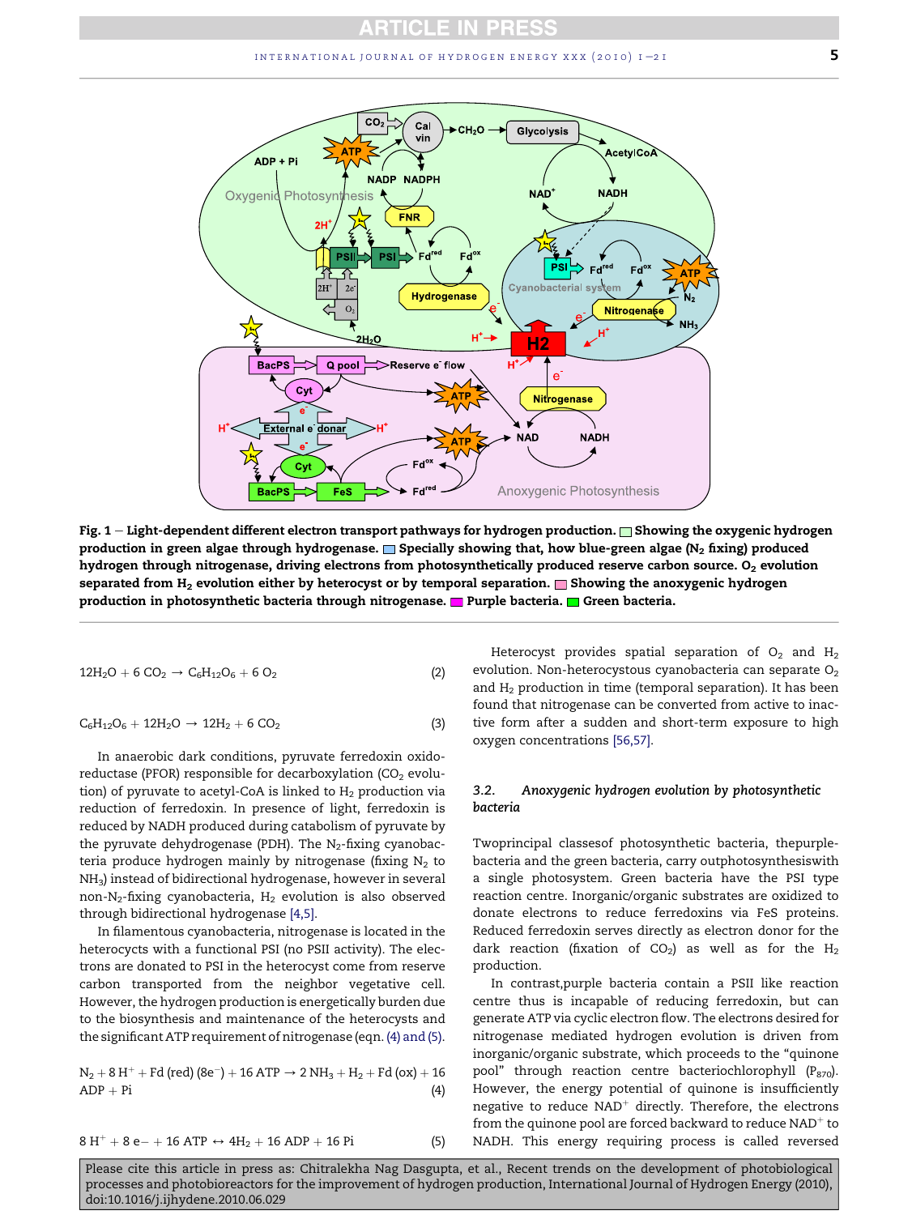**Fig. 1 – Light-dependent different electron transport pathways for hydrogen production.** Showing the oxygenic hydrogen production in green algae through hydrogenase. Specially showing that, how blue-green algae ($N_2$ fixing) produced hydrogen through nitrogenase, driving electrons from photosynthetically produced reserve carbon source. $O_2$ evolution separated from $H_2$ evolution either by heterocyst or by temporal separation. Showing the anoxygenic hydrogen production in photosynthetic bacteria through nitrogenase. Purple bacteria. Green bacteria.

$$12H_2O + 6\ CO_2 \rightarrow C_6H_{12}O_6 + 6\ O_2 \tag{2}$$

$$C_6H_{12}O_6 + 12H_2O \rightarrow 12H_2 + 6\ CO_2 \tag{3}$$

In anaerobic dark conditions, pyruvate ferredoxin oxidoreductase (PFOR) responsible for decarboxylation ($CO_2$ evolution) of pyruvate to acetyl-CoA is linked to $H_2$ production via reduction of ferredoxin. In presence of light, ferredoxin is reduced by NADH produced during catabolism of pyruvate by the pyruvate dehydrogenase (PDH). The $N_2$-fixing cyanobacteria produce hydrogen mainly by nitrogenase (fixing $N_2$ to $NH_3$) instead of bidirectional hydrogenase, however in several non-$N_2$-fixing cyanobacteria, $H_2$ evolution is also observed through bidirectional hydrogenase [4,5].

In filamentous cyanobacteria, nitrogenase is located in the heterocycts with a functional PSI (no PSII activity). The electrons are donated to PSI in the heterocyst come from reserve carbon transported from the neighbor vegetative cell. However, the hydrogen production is energetically burden due to the biosynthesis and maintenance of the heterocysts and the significant ATP requirement of nitrogenase (eqn. (4) and (5).

$$N_2 + 8\,H^+ + \text{Fd (red) } (8e^-) + 16\text{ ATP} \rightarrow 2\,NH_3 + H_2 + \text{Fd (ox)} + 16\text{ ADP} + \text{Pi} \tag{4}$$

$$8\,H^+ + 8\,e- + 16\text{ ATP} \leftrightarrow 4H_2 + 16\text{ ADP} + 16\text{ Pi} \tag{5}$$

Heterocyst provides spatial separation of $O_2$ and $H_2$ evolution. Non-heterocystous cyanobacteria can separate $O_2$ and $H_2$ production in time (temporal separation). It has been found that nitrogenase can be converted from active to inactive form after a sudden and short-term exposure to high oxygen concentrations [56,57].

### 3.2. *Anoxygenic hydrogen evolution by photosynthetic bacteria*

Twoprincipal classesof photosynthetic bacteria, thepurple-bacteria and the green bacteria, carry outphotosynthesiswith a single photosystem. Green bacteria have the PSI type reaction centre. Inorganic/organic substrates are oxidized to donate electrons to reduce ferredoxins via FeS proteins. Reduced ferredoxin serves directly as electron donor for the dark reaction (fixation of $CO_2$) as well as for the $H_2$ production.

In contrast,purple bacteria contain a PSII like reaction centre thus is incapable of reducing ferredoxin, but can generate ATP via cyclic electron flow. The electrons desired for nitrogenase mediated hydrogen evolution is driven from inorganic/organic substrate, which proceeds to the "quinone pool" through reaction centre bacteriochlorophyll ($P_{870}$). However, the energy potential of quinone is insufficiently negative to reduce $NAD^+$ directly. Therefore, the electrons from the quinone pool are forced backward to reduce $NAD^+$ to NADH. This energy requiring process is called reversed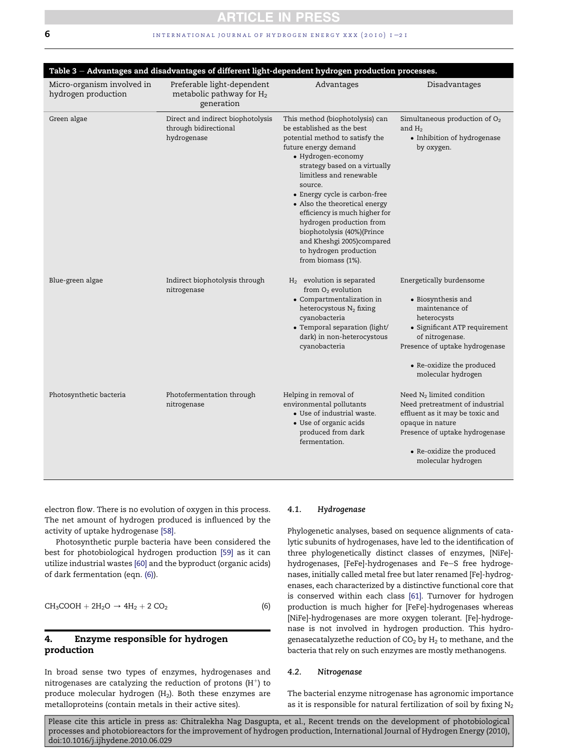**Table 3 – Advantages and disadvantages of different light-dependent hydrogen production processes.**

| Micro-organism involved in hydrogen production | Preferable light-dependent metabolic pathway for $H_2$ generation | Advantages | Disadvantages |
| --- | --- | --- | --- |
| Green algae | Direct and indirect biophotolysis through bidirectional hydrogenase | This method (biophotolysis) can be established as the best potential method to satisfy the future energy demand <br>• Hydrogen-economy strategy based on a virtually limitless and renewable source. <br>• Energy cycle is carbon-free <br>• Also the theoretical energy efficiency is much higher for hydrogen production from biophotolysis (40%)(Prince and Kheshgi 2005)compared to hydrogen production from biomass (1%). | Simultaneous production of $O_2$ and $H_2$ <br>• Inhibition of hydrogenase by oxygen. |
| Blue-green algae | Indirect biophotolysis through nitrogenase | $H_2$ evolution is separated from $O_2$ evolution <br>• Compartmentalization in heterocystous $N_2$ fixing cyanobacteria <br>• Temporal separation (light/dark) in non-heterocystous cyanobacteria | Energetically burdensome <br>• Biosynthesis and maintenance of heterocysts <br>• Significant ATP requirement of nitrogenase. <br>Presence of uptake hydrogenase <br>• Re-oxidize the produced molecular hydrogen |
| Photosynthetic bacteria | Photofermentation through nitrogenase | Helping in removal of environmental pollutants <br>• Use of industrial waste. <br>• Use of organic acids produced from dark fermentation. | Need $N_2$ limited condition <br>Need pretreatment of industrial effluent as it may be toxic and opaque in nature <br>Presence of uptake hydrogenase <br>• Re-oxidize the produced molecular hydrogen |

electron flow. There is no evolution of oxygen in this process. The net amount of hydrogen produced is influenced by the activity of uptake hydrogenase [58].

Photosynthetic purple bacteria have been considered the best for photobiological hydrogen production [59] as it can utilize industrial wastes [60] and the byproduct (organic acids) of dark fermentation (eqn. (6)).

$$CH_3COOH + 2H_2O \rightarrow 4H_2 + 2\,CO_2 \tag{6}$$

## 4. Enzyme responsible for hydrogen production

In broad sense two types of enzymes, hydrogenases and nitrogenases are catalyzing the reduction of protons ($H^+$) to produce molecular hydrogen ($H_2$). Both these enzymes are metalloproteins (contain metals in their active sites).

### 4.1. Hydrogenase

Phylogenetic analyses, based on sequence alignments of catalytic subunits of hydrogenases, have led to the identification of three phylogenetically distinct classes of enzymes, [NiFe]-hydrogenases, [FeFe]-hydrogenases and Fe–S free hydrogenases, initially called metal free but later renamed [Fe]-hydrogenases, each characterized by a distinctive functional core that is conserved within each class [61]. Turnover for hydrogen production is much higher for [FeFe]-hydrogenases whereas [NiFe]-hydrogenases are more oxygen tolerant. [Fe]-hydrogenase is not involved in hydrogen production. This hydrogenasecatalyzethe reduction of $CO_2$ by $H_2$ to methane, and the bacteria that rely on such enzymes are mostly methanogens.

### 4.2. Nitrogenase

The bacterial enzyme nitrogenase has agronomic importance as it is responsible for natural fertilization of soil by fixing $N_2$

Please cite this article in press as: Chitralekha Nag Dasgupta, et al., Recent trends on the development of photobiological processes and photobioreactors for the improvement of hydrogen production, International Journal of Hydrogen Energy (2010), doi:10.1016/j.ijhydene.2010.06.029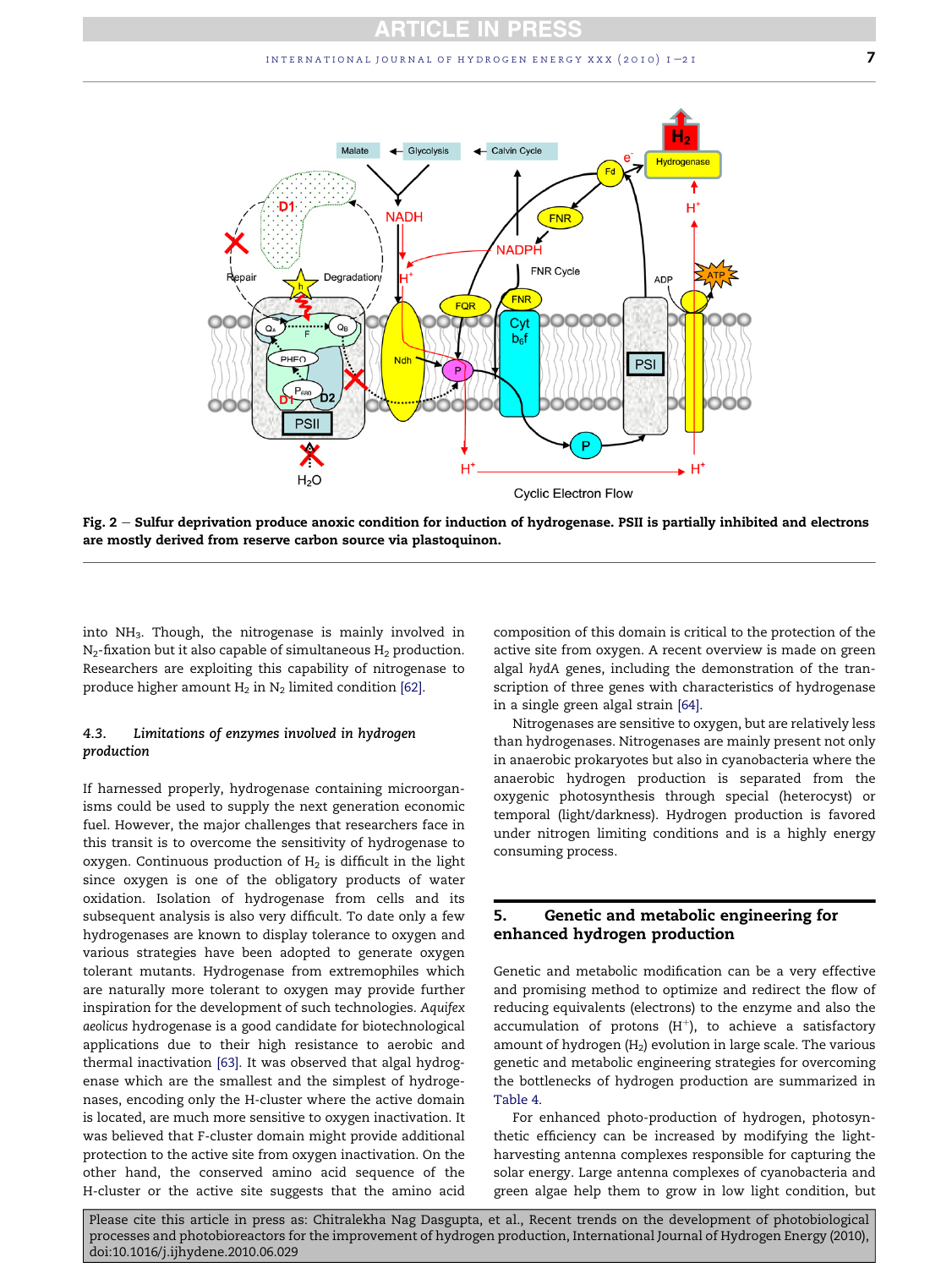Malate
Glycolysis
Calvin Cycle
$H_2$
Hydrogenase
Fd
$e^-$
$H^+$
D1
NADH
FNR
NADPH
Repair
Degradation
$H^+$
FNR Cycle
ADP
ATP
FQR
FNR
$Q_A$
$Q_B$
F
Cyt $b_6f$
PHEO
Ndh
P
PSI
$P_{680}$
D1
D2
PSII
P
$H_2O$
$H^+$
$H^+$
Cyclic Electron Flow

**Fig. 2 – Sulfur deprivation produce anoxic condition for induction of hydrogenase. PSII is partially inhibited and electrons are mostly derived from reserve carbon source via plastoquinon.**

into $NH_3$. Though, the nitrogenase is mainly involved in $N_2$-fixation but it also capable of simultaneous $H_2$ production. Researchers are exploiting this capability of nitrogenase to produce higher amount $H_2$ in $N_2$ limited condition [62].

### 4.3. Limitations of enzymes involved in hydrogen production

If harnessed properly, hydrogenase containing microorganisms could be used to supply the next generation economic fuel. However, the major challenges that researchers face in this transit is to overcome the sensitivity of hydrogenase to oxygen. Continuous production of $H_2$ is difficult in the light since oxygen is one of the obligatory products of water oxidation. Isolation of hydrogenase from cells and its subsequent analysis is also very difficult. To date only a few hydrogenases are known to display tolerance to oxygen and various strategies have been adopted to generate oxygen tolerant mutants. Hydrogenase from extremophiles which are naturally more tolerant to oxygen may provide further inspiration for the development of such technologies. *Aquifex aeolicus* hydrogenase is a good candidate for biotechnological applications due to their high resistance to aerobic and thermal inactivation [63]. It was observed that algal hydrogenase which are the smallest and the simplest of hydrogenases, encoding only the H-cluster where the active domain is located, are much more sensitive to oxygen inactivation. It was believed that F-cluster domain might provide additional protection to the active site from oxygen inactivation. On the other hand, the conserved amino acid sequence of the H-cluster or the active site suggests that the amino acid composition of this domain is critical to the protection of the active site from oxygen. A recent overview is made on green algal *hydA* genes, including the demonstration of the transcription of three genes with characteristics of hydrogenase in a single green algal strain [64].

Nitrogenases are sensitive to oxygen, but are relatively less than hydrogenases. Nitrogenases are mainly present not only in anaerobic prokaryotes but also in cyanobacteria where the anaerobic hydrogen production is separated from the oxygenic photosynthesis through special (heterocyst) or temporal (light/darkness). Hydrogen production is favored under nitrogen limiting conditions and is a highly energy consuming process.

## 5. Genetic and metabolic engineering for enhanced hydrogen production

Genetic and metabolic modification can be a very effective and promising method to optimize and redirect the flow of reducing equivalents (electrons) to the enzyme and also the accumulation of protons ($H^+$), to achieve a satisfactory amount of hydrogen ($H_2$) evolution in large scale. The various genetic and metabolic engineering strategies for overcoming the bottlenecks of hydrogen production are summarized in Table 4.

For enhanced photo-production of hydrogen, photosynthetic efficiency can be increased by modifying the light-harvesting antenna complexes responsible for capturing the solar energy. Large antenna complexes of cyanobacteria and green algae help them to grow in low light condition, but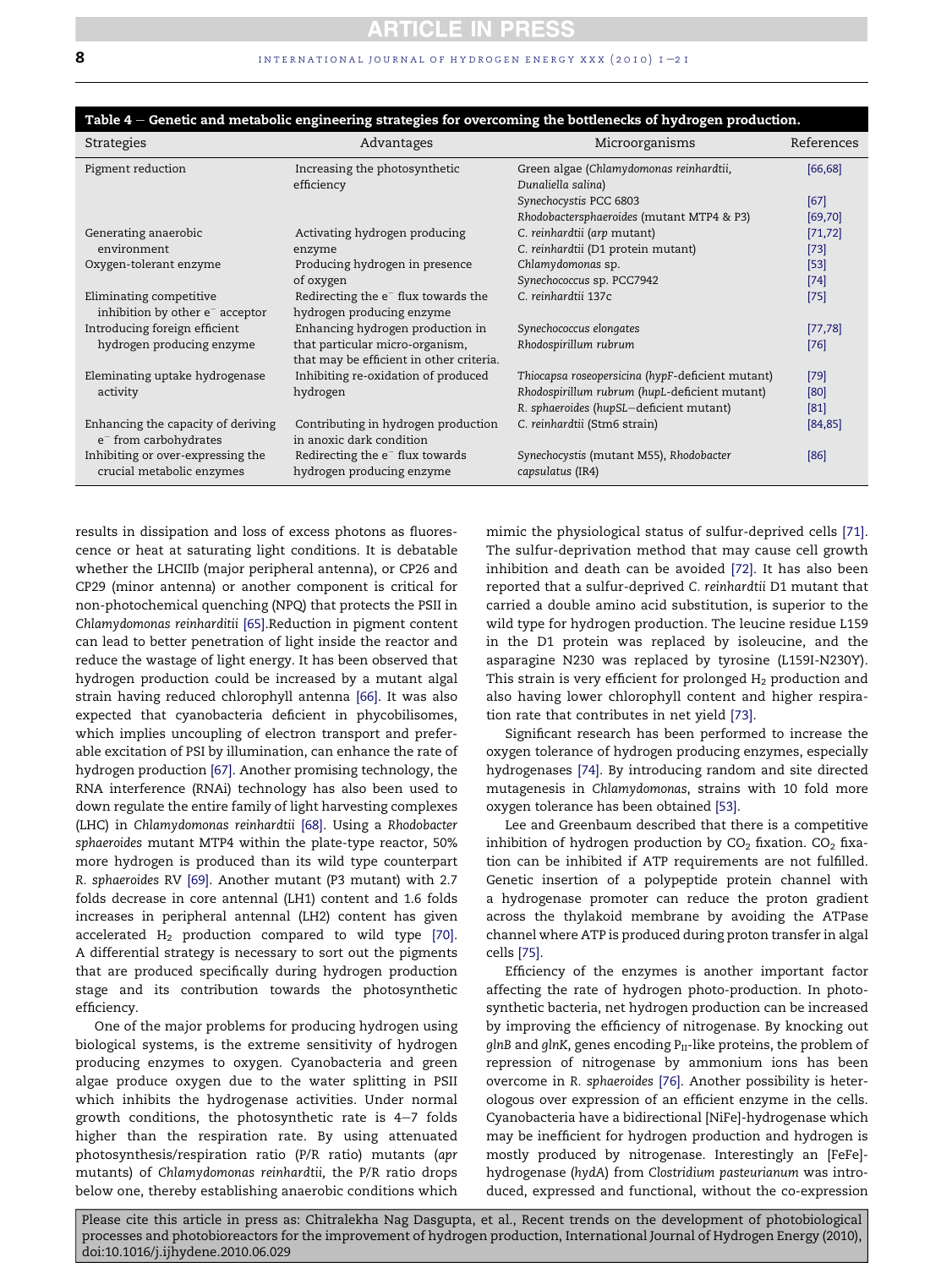**Table 4 – Genetic and metabolic engineering strategies for overcoming the bottlenecks of hydrogen production.**

| Strategies | Advantages | Microorganisms | References |
| --- | --- | --- | --- |
| Pigment reduction | Increasing the photosynthetic efficiency | Green algae (*Chlamydomonas reinhardtii*, *Dunaliella salina*) | [66,68] |
| | | *Synechocystis* PCC 6803 | [67] |
| | | *Rhodobactersphaeroides* (mutant MTP4 & P3) | [69,70] |
| Generating anaerobic environment | Activating hydrogen producing enzyme | *C. reinhardtii* (*arp* mutant) | [71,72] |
| | | *C. reinhardtii* (D1 protein mutant) | [73] |
| Oxygen-tolerant enzyme | Producing hydrogen in presence of oxygen | *Chlamydomonas* sp. | [53] |
| | | *Synechococcus* sp. PCC7942 | [74] |
| Eliminating competitive inhibition by other $e^-$ acceptor | Redirecting the $e^-$ flux towards the hydrogen producing enzyme | *C. reinhardtii* 137c | [75] |
| Introducing foreign efficient hydrogen producing enzyme | Enhancing hydrogen production in that particular micro-organism, that may be efficient in other criteria. | *Synechococcus elongates* | [77,78] |
| | | *Rhodospirillum rubrum* | [76] |
| Eleminating uptake hydrogenase activity | Inhibiting re-oxidation of produced hydrogen | *Thiocapsa roseopersicina* (*hypF*-deficient mutant) | [79] |
| | | *Rhodospirillum rubrum* (*hupL*-deficient mutant) | [80] |
| | | *R. sphaeroides* (*hupSL*–deficient mutant) | [81] |
| Enhancing the capacity of deriving $e^-$ from carbohydrates | Contributing in hydrogen production in anoxic dark condition | *C. reinhardtii* (Stm6 strain) | [84,85] |
| Inhibiting or over-expressing the crucial metabolic enzymes | Redirecting the $e^-$ flux towards hydrogen producing enzyme | *Synechocystis* (mutant M55), *Rhodobacter capsulatus* (IR4) | [86] |

results in dissipation and loss of excess photons as fluorescence or heat at saturating light conditions. It is debatable whether the LHCIIb (major peripheral antenna), or CP26 and CP29 (minor antenna) or another component is critical for non-photochemical quenching (NPQ) that protects the PSII in *Chlamydomonas reinhardtii* [65].Reduction in pigment content can lead to better penetration of light inside the reactor and reduce the wastage of light energy. It has been observed that hydrogen production could be increased by a mutant algal strain having reduced chlorophyll antenna [66]. It was also expected that cyanobacteria deficient in phycobilisomes, which implies uncoupling of electron transport and preferable excitation of PSI by illumination, can enhance the rate of hydrogen production [67]. Another promising technology, the RNA interference (RNAi) technology has also been used to down regulate the entire family of light harvesting complexes (LHC) in *Chlamydomonas reinhardtii* [68]. Using a *Rhodobacter sphaeroides* mutant MTP4 within the plate-type reactor, 50% more hydrogen is produced than its wild type counterpart *R. sphaeroides* RV [69]. Another mutant (P3 mutant) with 2.7 folds decrease in core antennal (LH1) content and 1.6 folds increases in peripheral antennal (LH2) content has given accelerated $H_2$ production compared to wild type [70]. A differential strategy is necessary to sort out the pigments that are produced specifically during hydrogen production stage and its contribution towards the photosynthetic efficiency.

One of the major problems for producing hydrogen using biological systems, is the extreme sensitivity of hydrogen producing enzymes to oxygen. Cyanobacteria and green algae produce oxygen due to the water splitting in PSII which inhibits the hydrogenase activities. Under normal growth conditions, the photosynthetic rate is 4–7 folds higher than the respiration rate. By using attenuated photosynthesis/respiration ratio (P/R ratio) mutants (*apr* mutants) of *Chlamydomonas reinhardtii,* the P/R ratio drops below one, thereby establishing anaerobic conditions which mimic the physiological status of sulfur-deprived cells [71]. The sulfur-deprivation method that may cause cell growth inhibition and death can be avoided [72]. It has also been reported that a sulfur-deprived *C. reinhardtii* D1 mutant that carried a double amino acid substitution, is superior to the wild type for hydrogen production. The leucine residue L159 in the D1 protein was replaced by isoleucine, and the asparagine N230 was replaced by tyrosine (L159I-N230Y). This strain is very efficient for prolonged $H_2$ production and also having lower chlorophyll content and higher respiration rate that contributes in net yield [73].

Significant research has been performed to increase the oxygen tolerance of hydrogen producing enzymes, especially hydrogenases [74]. By introducing random and site directed mutagenesis in *Chlamydomonas*, strains with 10 fold more oxygen tolerance has been obtained [53].

Lee and Greenbaum described that there is a competitive inhibition of hydrogen production by $CO_2$ fixation. $CO_2$ fixation can be inhibited if ATP requirements are not fulfilled. Genetic insertion of a polypeptide protein channel with a hydrogenase promoter can reduce the proton gradient across the thylakoid membrane by avoiding the ATPase channel where ATP is produced during proton transfer in algal cells [75].

Efficiency of the enzymes is another important factor affecting the rate of hydrogen photo-production. In photosynthetic bacteria, net hydrogen production can be increased by improving the efficiency of nitrogenase. By knocking out *glnB* and *glnK*, genes encoding $P_{II}$-like proteins, the problem of repression of nitrogenase by ammonium ions has been overcome in *R. sphaeroides* [76]. Another possibility is heterologous over expression of an efficient enzyme in the cells. Cyanobacteria have a bidirectional [NiFe]-hydrogenase which may be inefficient for hydrogen production and hydrogen is mostly produced by nitrogenase. Interestingly an [FeFe]-hydrogenase (*hydA*) from *Clostridium pasteurianum* was introduced, expressed and functional, without the co-expression

Please cite this article in press as: Chitralekha Nag Dasgupta, et al., Recent trends on the development of photobiological processes and photobioreactors for the improvement of hydrogen production, International Journal of Hydrogen Energy (2010), doi:10.1016/j.ijhydene.2010.06.029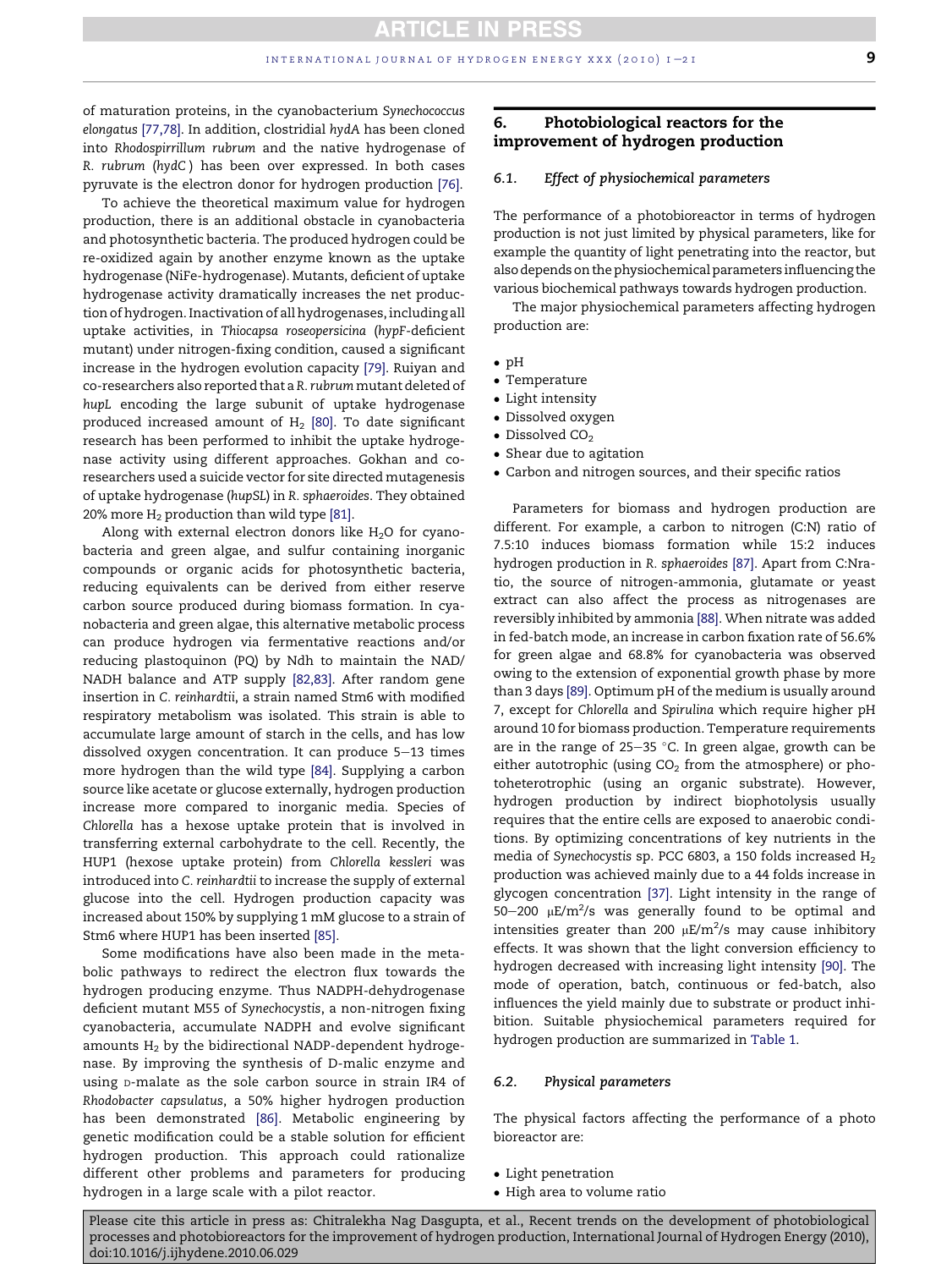of maturation proteins, in the cyanobacterium *Synechococcus elongatus* [77,78]. In addition, clostridial *hydA* has been cloned into *Rhodospirrillum rubrum* and the native hydrogenase of *R. rubrum* (*hydC*) has been over expressed. In both cases pyruvate is the electron donor for hydrogen production [76].

To achieve the theoretical maximum value for hydrogen production, there is an additional obstacle in cyanobacteria and photosynthetic bacteria. The produced hydrogen could be re-oxidized again by another enzyme known as the uptake hydrogenase (NiFe-hydrogenase). Mutants, deficient of uptake hydrogenase activity dramatically increases the net production of hydrogen. Inactivation of all hydrogenases, including all uptake activities, in *Thiocapsa roseopersicina* (*hypF*-deficient mutant) under nitrogen-fixing condition, caused a significant increase in the hydrogen evolution capacity [79]. Ruiyan and co-researchers also reported that a *R. rubrum* mutant deleted of *hupL* encoding the large subunit of uptake hydrogenase produced increased amount of $H_2$ [80]. To date significant research has been performed to inhibit the uptake hydrogenase activity using different approaches. Gokhan and co-researchers used a suicide vector for site directed mutagenesis of uptake hydrogenase (*hupSL*) in *R. sphaeroides*. They obtained 20% more $H_2$ production than wild type [81].

Along with external electron donors like $H_2O$ for cyanobacteria and green algae, and sulfur containing inorganic compounds or organic acids for photosynthetic bacteria, reducing equivalents can be derived from either reserve carbon source produced during biomass formation. In cyanobacteria and green algae, this alternative metabolic process can produce hydrogen via fermentative reactions and/or reducing plastoquinon (PQ) by Ndh to maintain the NAD/NADH balance and ATP supply [82,83]. After random gene insertion in *C. reinhardtii*, a strain named Stm6 with modified respiratory metabolism was isolated. This strain is able to accumulate large amount of starch in the cells, and has low dissolved oxygen concentration. It can produce 5–13 times more hydrogen than the wild type [84]. Supplying a carbon source like acetate or glucose externally, hydrogen production increase more compared to inorganic media. Species of *Chlorella* has a hexose uptake protein that is involved in transferring external carbohydrate to the cell. Recently, the HUP1 (hexose uptake protein) from *Chlorella kessleri* was introduced into *C. reinhardtii* to increase the supply of external glucose into the cell. Hydrogen production capacity was increased about 150% by supplying 1 mM glucose to a strain of Stm6 where HUP1 has been inserted [85].

Some modifications have also been made in the metabolic pathways to redirect the electron flux towards the hydrogen producing enzyme. Thus NADPH-dehydrogenase deficient mutant M55 of *Synechocystis*, a non-nitrogen fixing cyanobacteria, accumulate NADPH and evolve significant amounts $H_2$ by the bidirectional NADP-dependent hydrogenase. By improving the synthesis of D-malic enzyme and using D-malate as the sole carbon source in strain IR4 of *Rhodobacter capsulatus*, a 50% higher hydrogen production has been demonstrated [86]. Metabolic engineering by genetic modification could be a stable solution for efficient hydrogen production. This approach could rationalize different other problems and parameters for producing hydrogen in a large scale with a pilot reactor.

## 6. Photobiological reactors for the improvement of hydrogen production

### 6.1. Effect of physiochemical parameters

The performance of a photobioreactor in terms of hydrogen production is not just limited by physical parameters, like for example the quantity of light penetrating into the reactor, but also depends on the physiochemical parameters influencing the various biochemical pathways towards hydrogen production.

The major physiochemical parameters affecting hydrogen production are:

- pH
- Temperature
- Light intensity
- Dissolved oxygen
- Dissolved $CO_2$
- Shear due to agitation
- Carbon and nitrogen sources, and their specific ratios

Parameters for biomass and hydrogen production are different. For example, a carbon to nitrogen (C:N) ratio of 7.5:10 induces biomass formation while 15:2 induces hydrogen production in *R. sphaeroides* [87]. Apart from C:Nratio, the source of nitrogen-ammonia, glutamate or yeast extract can also affect the process as nitrogenases are reversibly inhibited by ammonia [88]. When nitrate was added in fed-batch mode, an increase in carbon fixation rate of 56.6% for green algae and 68.8% for cyanobacteria was observed owing to the extension of exponential growth phase by more than 3 days [89]. Optimum pH of the medium is usually around 7, except for *Chlorella* and *Spirulina* which require higher pH around 10 for biomass production. Temperature requirements are in the range of 25–35 °C. In green algae, growth can be either autotrophic (using $CO_2$ from the atmosphere) or photoheterotrophic (using an organic substrate). However, hydrogen production by indirect biophotolysis usually requires that the entire cells are exposed to anaerobic conditions. By optimizing concentrations of key nutrients in the media of *Synechocystis* sp. PCC 6803, a 150 folds increased $H_2$ production was achieved mainly due to a 44 folds increase in glycogen concentration [37]. Light intensity in the range of 50–200 $\mu E/m^2/s$ was generally found to be optimal and intensities greater than 200 $\mu E/m^2/s$ may cause inhibitory effects. It was shown that the light conversion efficiency to hydrogen decreased with increasing light intensity [90]. The mode of operation, batch, continuous or fed-batch, also influences the yield mainly due to substrate or product inhibition. Suitable physiochemical parameters required for hydrogen production are summarized in Table 1.

### 6.2. Physical parameters

The physical factors affecting the performance of a photo bioreactor are:

- Light penetration
- High area to volume ratio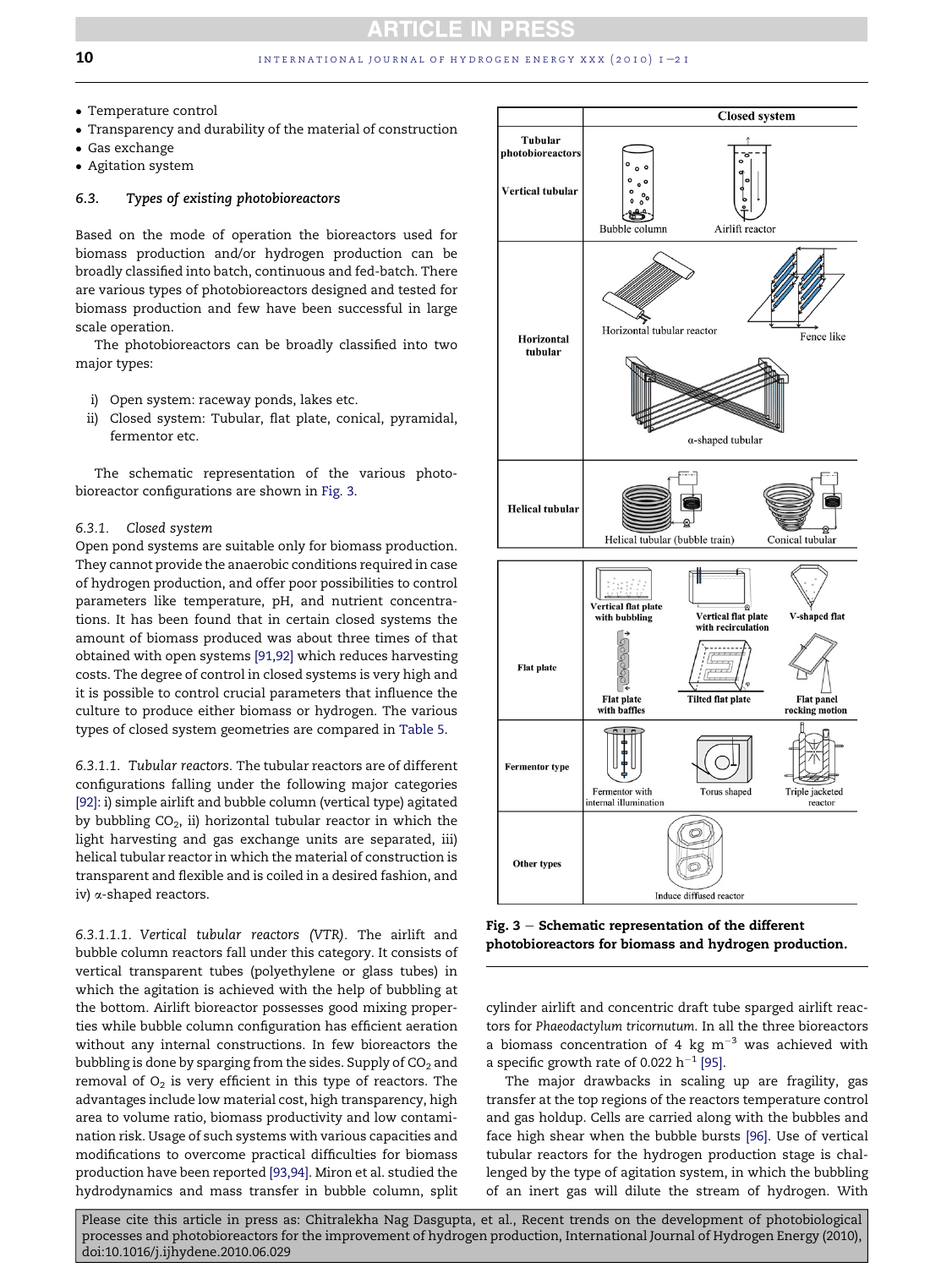- Temperature control
- Transparency and durability of the material of construction
- Gas exchange
- Agitation system

### 6.3. Types of existing photobioreactors

Based on the mode of operation the bioreactors used for biomass production and/or hydrogen production can be broadly classified into batch, continuous and fed-batch. There are various types of photobioreactors designed and tested for biomass production and few have been successful in large scale operation.

The photobioreactors can be broadly classified into two major types:

i) Open system: raceway ponds, lakes etc.
ii) Closed system: Tubular, flat plate, conical, pyramidal, fermentor etc.

The schematic representation of the various photobioreactor configurations are shown in Fig. 3.

#### 6.3.1. Closed system

Open pond systems are suitable only for biomass production. They cannot provide the anaerobic conditions required in case of hydrogen production, and offer poor possibilities to control parameters like temperature, pH, and nutrient concentrations. It has been found that in certain closed systems the amount of biomass produced was about three times of that obtained with open systems [91,92] which reduces harvesting costs. The degree of control in closed systems is very high and it is possible to control crucial parameters that influence the culture to produce either biomass or hydrogen. The various types of closed system geometries are compared in Table 5.

*6.3.1.1. Tubular reactors.* The tubular reactors are of different configurations falling under the following major categories [92]: i) simple airlift and bubble column (vertical type) agitated by bubbling $CO_2$, ii) horizontal tubular reactor in which the light harvesting and gas exchange units are separated, iii) helical tubular reactor in which the material of construction is transparent and flexible and is coiled in a desired fashion, and iv) $\alpha$-shaped reactors.

*6.3.1.1.1. Vertical tubular reactors (VTR).* The airlift and bubble column reactors fall under this category. It consists of vertical transparent tubes (polyethylene or glass tubes) in which the agitation is achieved with the help of bubbling at the bottom. Airlift bioreactor possesses good mixing properties while bubble column configuration has efficient aeration without any internal constructions. In few bioreactors the bubbling is done by sparging from the sides. Supply of $CO_2$ and removal of $O_2$ is very efficient in this type of reactors. The advantages include low material cost, high transparency, high area to volume ratio, biomass productivity and low contamination risk. Usage of such systems with various capacities and modifications to overcome practical difficulties for biomass production have been reported [93,94]. Miron et al. studied the hydrodynamics and mass transfer in bubble column, split cylinder airlift and concentric draft tube sparged airlift reactors for *Phaeodactylum tricornutum*. In all the three bioreactors a biomass concentration of 4 kg $m^{-3}$ was achieved with a specific growth rate of 0.022 $h^{-1}$ [95].

The major drawbacks in scaling up are fragility, gas transfer at the top regions of the reactors temperature control and gas holdup. Cells are carried along with the bubbles and face high shear when the bubble bursts [96]. Use of vertical tubular reactors for the hydrogen production stage is challenged by the type of agitation system, in which the bubbling of an inert gas will dilute the stream of hydrogen. With

| | Closed system |
|---|---|
| Tubular photobioreactors — Vertical tubular | Bubble column; Airlift reactor |
| Horizontal tubular | Horizontal tubular reactor; Fence like; α-shaped tubular |
| Helical tubular | Helical tubular (bubble train); Conical tubular |
| Flat plate | Vertical flat plate with bubbling; Vertical flat plate with recirculation; V-shaped flat; Flat plate with baffles; Tilted flat plate; Flat panel rocking motion |
| Fermentor type | Fermentor with internal illumination; Torus shaped; Triple jacketed reactor |
| Other types | Induce diffused reactor |

**Fig. 3 – Schematic representation of the different photobioreactors for biomass and hydrogen production.**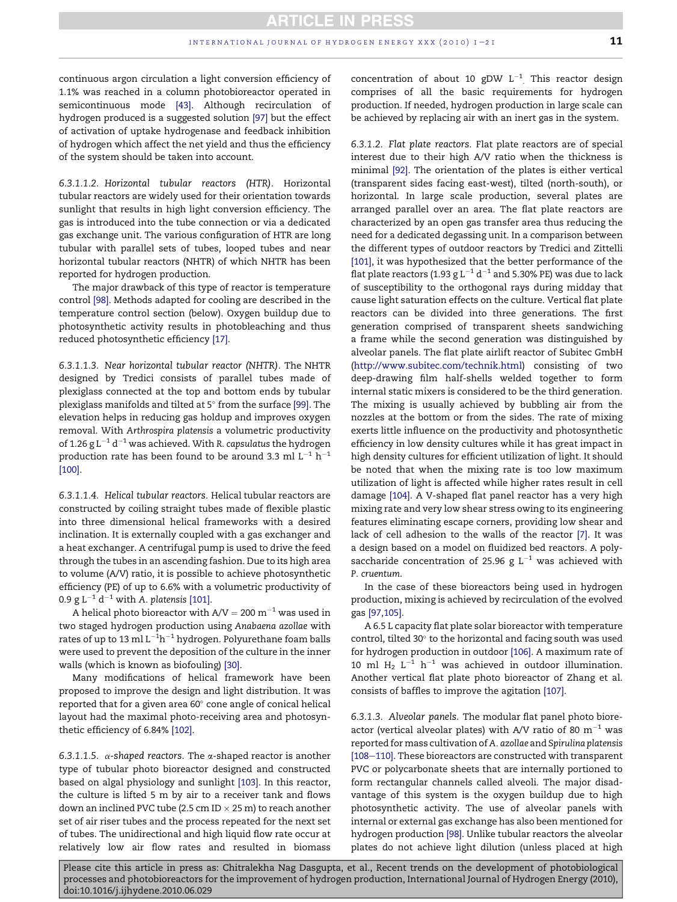continuous argon circulation a light conversion efficiency of 1.1% was reached in a column photobioreactor operated in semicontinuous mode [43]. Although recirculation of hydrogen produced is a suggested solution [97] but the effect of activation of uptake hydrogenase and feedback inhibition of hydrogen which affect the net yield and thus the efficiency of the system should be taken into account.

*6.3.1.1.2. Horizontal tubular reactors (HTR).* Horizontal tubular reactors are widely used for their orientation towards sunlight that results in high light conversion efficiency. The gas is introduced into the tube connection or via a dedicated gas exchange unit. The various configuration of HTR are long tubular with parallel sets of tubes, looped tubes and near horizontal tubular reactors (NHTR) of which NHTR has been reported for hydrogen production.

The major drawback of this type of reactor is temperature control [98]. Methods adapted for cooling are described in the temperature control section (below). Oxygen buildup due to photosynthetic activity results in photobleaching and thus reduced photosynthetic efficiency [17].

*6.3.1.1.3. Near horizontal tubular reactor (NHTR).* The NHTR designed by Tredici consists of parallel tubes made of plexiglass connected at the top and bottom ends by tubular plexiglass manifolds and tilted at 5° from the surface [99]. The elevation helps in reducing gas holdup and improves oxygen removal. With *Arthrospira platensis* a volumetric productivity of 1.26 g $L^{-1}$ $d^{-1}$ was achieved. With *R. capsulatus* the hydrogen production rate has been found to be around 3.3 ml $L^{-1}$ $h^{-1}$ [100].

*6.3.1.1.4. Helical tubular reactors.* Helical tubular reactors are constructed by coiling straight tubes made of flexible plastic into three dimensional helical frameworks with a desired inclination. It is externally coupled with a gas exchanger and a heat exchanger. A centrifugal pump is used to drive the feed through the tubes in an ascending fashion. Due to its high area to volume (A/V) ratio, it is possible to achieve photosynthetic efficiency (PE) of up to 6.6% with a volumetric productivity of 0.9 g $L^{-1}$ $d^{-1}$ with *A. platensis* [101].

A helical photo bioreactor with $A/V = 200$ $m^{-1}$ was used in two staged hydrogen production using *Anabaena azollae* with rates of up to 13 ml $L^{-1}h^{-1}$ hydrogen. Polyurethane foam balls were used to prevent the deposition of the culture in the inner walls (which is known as biofouling) [30].

Many modifications of helical framework have been proposed to improve the design and light distribution. It was reported that for a given area 60° cone angle of conical helical layout had the maximal photo-receiving area and photosynthetic efficiency of 6.84% [102].

*6.3.1.1.5. α-shaped reactors.* The α-shaped reactor is another type of tubular photo bioreactor designed and constructed based on algal physiology and sunlight [103]. In this reactor, the culture is lifted 5 m by air to a receiver tank and flows down an inclined PVC tube (2.5 cm ID × 25 m) to reach another set of air riser tubes and the process repeated for the next set of tubes. The unidirectional and high liquid flow rate occur at relatively low air flow rates and resulted in biomass concentration of about 10 gDW $L^{-1}$. This reactor design comprises of all the basic requirements for hydrogen production. If needed, hydrogen production in large scale can be achieved by replacing air with an inert gas in the system.

*6.3.1.2. Flat plate reactors.* Flat plate reactors are of special interest due to their high A/V ratio when the thickness is minimal [92]. The orientation of the plates is either vertical (transparent sides facing east-west), tilted (north-south), or horizontal. In large scale production, several plates are arranged parallel over an area. The flat plate reactors are characterized by an open gas transfer area thus reducing the need for a dedicated degassing unit. In a comparison between the different types of outdoor reactors by Tredici and Zittelli [101], it was hypothesized that the better performance of the flat plate reactors (1.93 g $L^{-1}$ $d^{-1}$ and 5.30% PE) was due to lack of susceptibility to the orthogonal rays during midday that cause light saturation effects on the culture. Vertical flat plate reactors can be divided into three generations. The first generation comprised of transparent sheets sandwiching a frame while the second generation was distinguished by alveolar panels. The flat plate airlift reactor of Subitec GmbH (http://www.subitec.com/technik.html) consisting of two deep-drawing film half-shells welded together to form internal static mixers is considered to be the third generation. The mixing is usually achieved by bubbling air from the nozzles at the bottom or from the sides. The rate of mixing exerts little influence on the productivity and photosynthetic efficiency in low density cultures while it has great impact in high density cultures for efficient utilization of light. It should be noted that when the mixing rate is too low maximum utilization of light is affected while higher rates result in cell damage [104]. A V-shaped flat panel reactor has a very high mixing rate and very low shear stress owing to its engineering features eliminating escape corners, providing low shear and lack of cell adhesion to the walls of the reactor [7]. It was a design based on a model on fluidized bed reactors. A polysaccharide concentration of 25.96 g $L^{-1}$ was achieved with *P. cruentum*.

In the case of these bioreactors being used in hydrogen production, mixing is achieved by recirculation of the evolved gas [97,105].

A 6.5 L capacity flat plate solar bioreactor with temperature control, tilted 30° to the horizontal and facing south was used for hydrogen production in outdoor [106]. A maximum rate of 10 ml $H_2$ $L^{-1}$ $h^{-1}$ was achieved in outdoor illumination. Another vertical flat plate photo bioreactor of Zhang et al. consists of baffles to improve the agitation [107].

*6.3.1.3. Alveolar panels.* The modular flat panel photo bioreactor (vertical alveolar plates) with A/V ratio of 80 $m^{-1}$ was reported for mass cultivation of *A. azollae* and *Spirulina platensis* [108–110]. These bioreactors are constructed with transparent PVC or polycarbonate sheets that are internally portioned to form rectangular channels called alveoli. The major disadvantage of this system is the oxygen buildup due to high photosynthetic activity. The use of alveolar panels with internal or external gas exchange has also been mentioned for hydrogen production [98]. Unlike tubular reactors the alveolar plates do not achieve light dilution (unless placed at high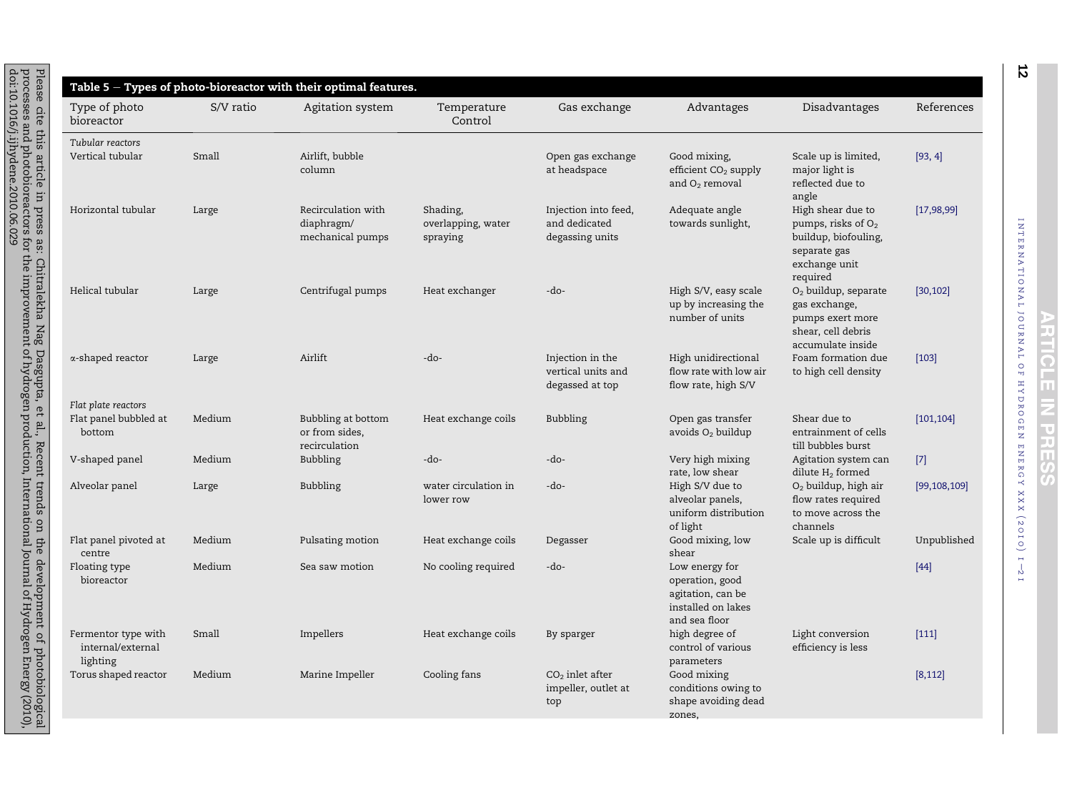**Table 5 – Types of photo-bioreactor with their optimal features.**

| Type of photo bioreactor | S/V ratio | Agitation system | Temperature Control | Gas exchange | Advantages | Disadvantages | References |
|---|---|---|---|---|---|---|---|
| *Tubular reactors* | | | | | | | |
| Vertical tubular | Small | Airlift, bubble column | | Open gas exchange at headspace | Good mixing, efficient $CO_2$ supply and $O_2$ removal | Scale up is limited, major light is reflected due to angle | [93, 4] |
| Horizontal tubular | Large | Recirculation with diaphragm/ mechanical pumps | Shading, overlapping, water spraying | Injection into feed, and dedicated degassing units | Adequate angle towards sunlight, | High shear due to pumps, risks of $O_2$ buildup, biofouling, separate gas exchange unit required | [17,98,99] |
| Helical tubular | Large | Centrifugal pumps | Heat exchanger | -do- | High S/V, easy scale up by increasing the number of units | $O_2$ buildup, separate gas exchange, pumps exert more shear, cell debris accumulate inside | [30,102] |
| α-shaped reactor | Large | Airlift | -do- | Injection in the vertical units and degassed at top | High unidirectional flow rate with low air flow rate, high S/V | Foam formation due to high cell density | [103] |
| *Flat plate reactors* | | | | | | | |
| Flat panel bubbled at bottom | Medium | Bubbling at bottom or from sides, recirculation | Heat exchange coils | Bubbling | Open gas transfer avoids $O_2$ buildup | Shear due to entrainment of cells till bubbles burst | [101,104] |
| V-shaped panel | Medium | Bubbling | -do- | -do- | Very high mixing rate, low shear | Agitation system can dilute $H_2$ formed | [7] |
| Alveolar panel | Large | Bubbling | water circulation in lower row | -do- | High S/V due to alveolar panels, uniform distribution of light | $O_2$ buildup, high air flow rates required to move across the channels | [99,108,109] |
| Flat panel pivoted at centre | Medium | Pulsating motion | Heat exchange coils | Degasser | Good mixing, low shear | Scale up is difficult | Unpublished |
| Floating type bioreactor | Medium | Sea saw motion | No cooling required | -do- | Low energy for operation, good agitation, can be installed on lakes and sea floor | | [44] |
| Fermentor type with internal/external lighting | Small | Impellers | Heat exchange coils | By sparger | high degree of control of various parameters | Light conversion efficiency is less | [111] |
| Torus shaped reactor | Medium | Marine Impeller | Cooling fans | $CO_2$ inlet after impeller, outlet at top | Good mixing conditions owing to shape avoiding dead zones, | | [8,112] |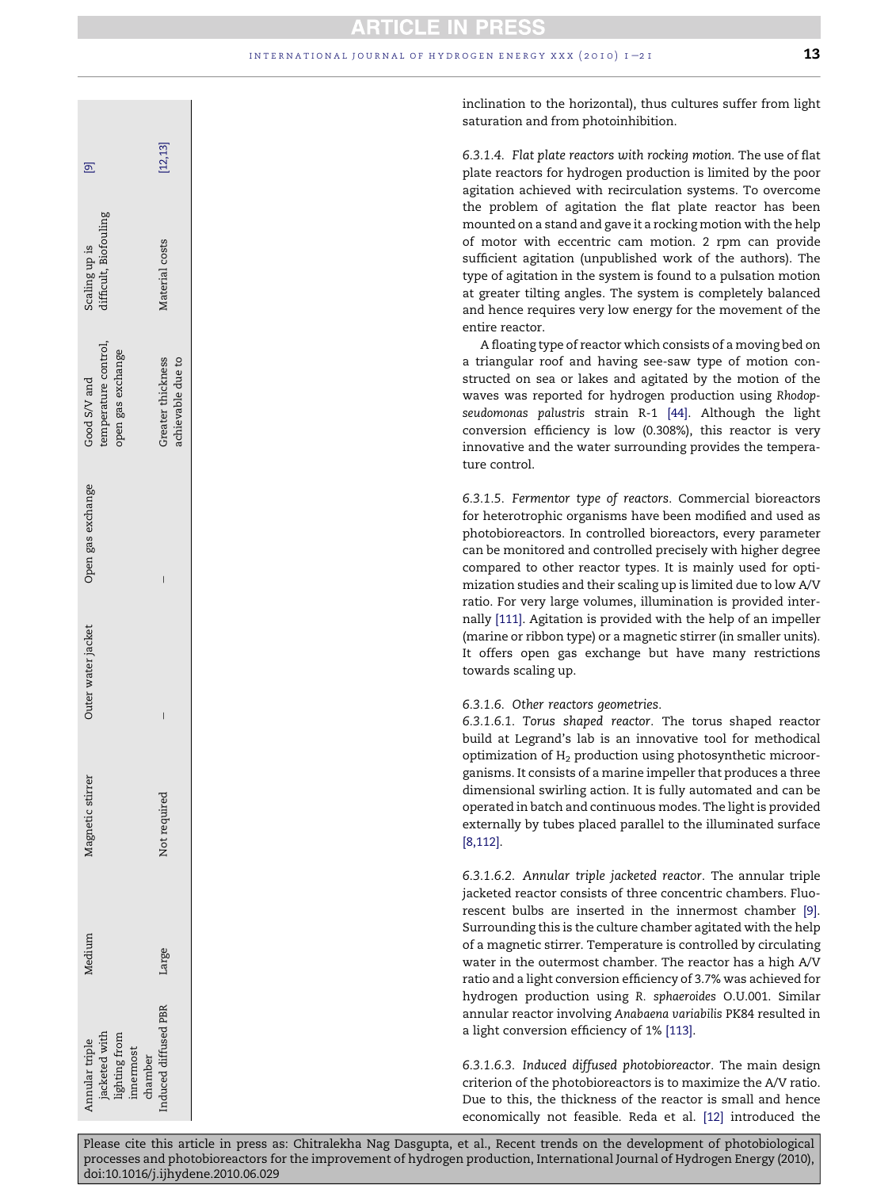| Annular triple jacketed with lighting from innermost chamber | Medium | Magnetic stirrer | Outer water jacket | Open gas exchange | Good S/V and temperature control, open gas exchange | Scaling up is difficult, Biofouling | [9] |
|---|---|---|---|---|---|---|---|
| Induced diffused PBR | Large | Not required | – | – | Greater thickness achievable due to | Material costs | [12,13] |

inclination to the horizontal), thus cultures suffer from light saturation and from photoinhibition.

6.3.1.4. *Flat plate reactors with rocking motion*. The use of flat plate reactors for hydrogen production is limited by the poor agitation achieved with recirculation systems. To overcome the problem of agitation the flat plate reactor has been mounted on a stand and gave it a rocking motion with the help of motor with eccentric cam motion. 2 rpm can provide sufficient agitation (unpublished work of the authors). The type of agitation in the system is found to a pulsation motion at greater tilting angles. The system is completely balanced and hence requires very low energy for the movement of the entire reactor.

A floating type of reactor which consists of a moving bed on a triangular roof and having see-saw type of motion constructed on sea or lakes and agitated by the motion of the waves was reported for hydrogen production using *Rhodopseudomonas palustris* strain R-1 [44]. Although the light conversion efficiency is low (0.308%), this reactor is very innovative and the water surrounding provides the temperature control.

6.3.1.5. *Fermentor type of reactors*. Commercial bioreactors for heterotrophic organisms have been modified and used as photobioreactors. In controlled bioreactors, every parameter can be monitored and controlled precisely with higher degree compared to other reactor types. It is mainly used for optimization studies and their scaling up is limited due to low A/V ratio. For very large volumes, illumination is provided internally [111]. Agitation is provided with the help of an impeller (marine or ribbon type) or a magnetic stirrer (in smaller units). It offers open gas exchange but have many restrictions towards scaling up.

6.3.1.6. *Other reactors geometries*.

6.3.1.6.1. *Torus shaped reactor*. The torus shaped reactor build at Legrand's lab is an innovative tool for methodical optimization of $H_2$ production using photosynthetic microorganisms. It consists of a marine impeller that produces a three dimensional swirling action. It is fully automated and can be operated in batch and continuous modes. The light is provided externally by tubes placed parallel to the illuminated surface [8,112].

6.3.1.6.2. *Annular triple jacketed reactor*. The annular triple jacketed reactor consists of three concentric chambers. Fluorescent bulbs are inserted in the innermost chamber [9]. Surrounding this is the culture chamber agitated with the help of a magnetic stirrer. Temperature is controlled by circulating water in the outermost chamber. The reactor has a high A/V ratio and a light conversion efficiency of 3.7% was achieved for hydrogen production using *R. sphaeroides* O.U.001. Similar annular reactor involving *Anabaena variabilis* PK84 resulted in a light conversion efficiency of 1% [113].

6.3.1.6.3. *Induced diffused photobioreactor*. The main design criterion of the photobioreactors is to maximize the A/V ratio. Due to this, the thickness of the reactor is small and hence economically not feasible. Reda et al. [12] introduced the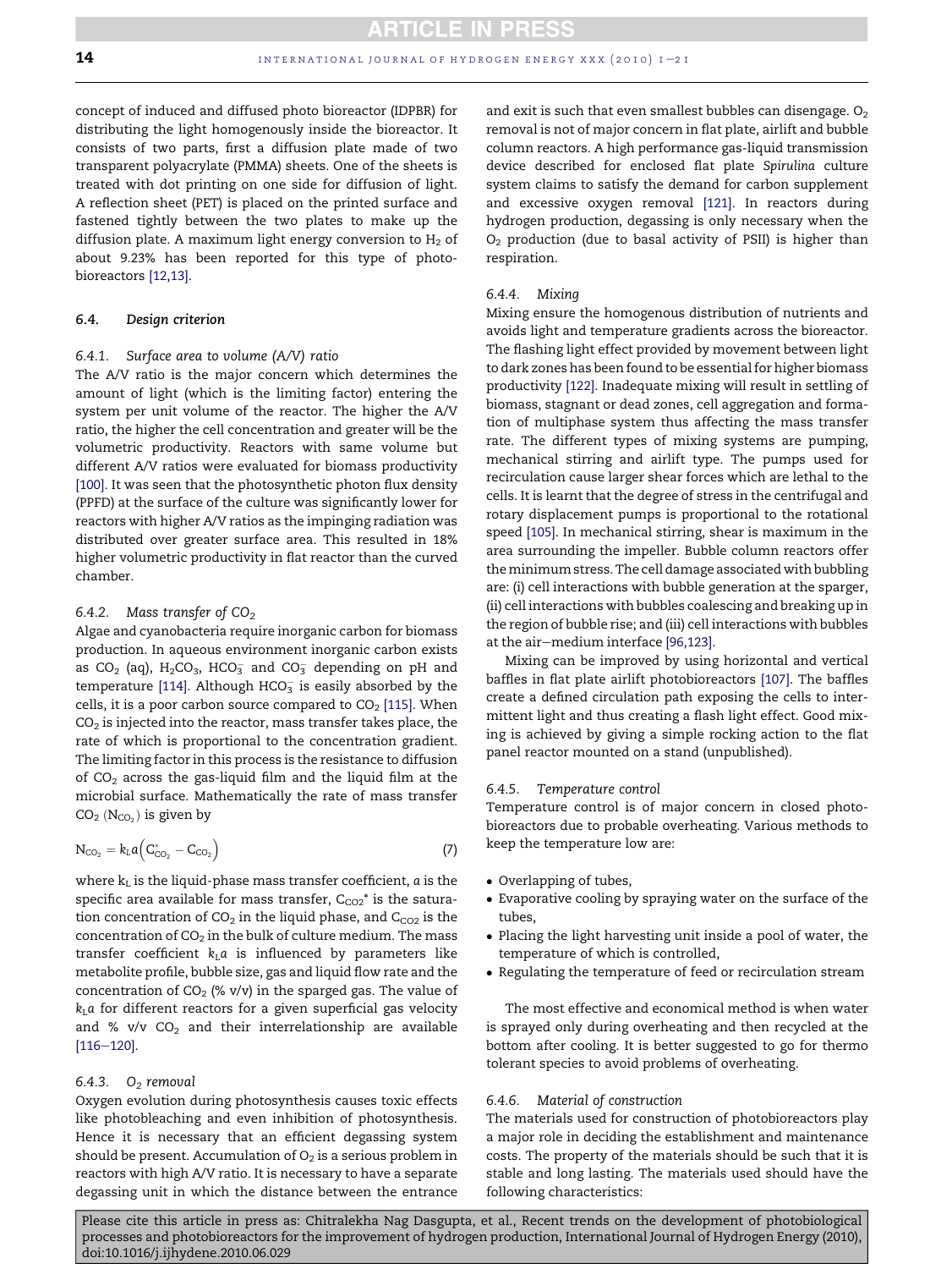concept of induced and diffused photo bioreactor (IDPBR) for distributing the light homogenously inside the bioreactor. It consists of two parts, first a diffusion plate made of two transparent polyacrylate (PMMA) sheets. One of the sheets is treated with dot printing on one side for diffusion of light. A reflection sheet (PET) is placed on the printed surface and fastened tightly between the two plates to make up the diffusion plate. A maximum light energy conversion to $H_2$ of about 9.23% has been reported for this type of photobioreactors [12,13].

### 6.4. Design criterion

#### 6.4.1. Surface area to volume (A/V) ratio

The A/V ratio is the major concern which determines the amount of light (which is the limiting factor) entering the system per unit volume of the reactor. The higher the A/V ratio, the higher the cell concentration and greater will be the volumetric productivity. Reactors with same volume but different A/V ratios were evaluated for biomass productivity [100]. It was seen that the photosynthetic photon flux density (PPFD) at the surface of the culture was significantly lower for reactors with higher A/V ratios as the impinging radiation was distributed over greater surface area. This resulted in 18% higher volumetric productivity in flat reactor than the curved chamber.

#### 6.4.2. Mass transfer of $CO_2$

Algae and cyanobacteria require inorganic carbon for biomass production. In aqueous environment inorganic carbon exists as $CO_2$ (aq), $H_2CO_3$, $HCO_3^-$ and $CO_3^-$ depending on pH and temperature [114]. Although $HCO_3^-$ is easily absorbed by the cells, it is a poor carbon source compared to $CO_2$ [115]. When $CO_2$ is injected into the reactor, mass transfer takes place, the rate of which is proportional to the concentration gradient. The limiting factor in this process is the resistance to diffusion of $CO_2$ across the gas-liquid film and the liquid film at the microbial surface. Mathematically the rate of mass transfer $CO_2$ ($N_{CO_2}$) is given by

$$N_{CO_2} = k_L a\left(C^*_{CO_2} - C_{CO_2}\right) \tag{7}$$

where $k_L$ is the liquid-phase mass transfer coefficient, $a$ is the specific area available for mass transfer, $C_{CO2}^*$ is the saturation concentration of $CO_2$ in the liquid phase, and $C_{CO2}$ is the concentration of $CO_2$ in the bulk of culture medium. The mass transfer coefficient $k_La$ is influenced by parameters like metabolite profile, bubble size, gas and liquid flow rate and the concentration of $CO_2$ (% v/v) in the sparged gas. The value of $k_La$ for different reactors for a given superficial gas velocity and % v/v $CO_2$ and their interrelationship are available [116–120].

#### 6.4.3. $O_2$ removal

Oxygen evolution during photosynthesis causes toxic effects like photobleaching and even inhibition of photosynthesis. Hence it is necessary that an efficient degassing system should be present. Accumulation of $O_2$ is a serious problem in reactors with high A/V ratio. It is necessary to have a separate degassing unit in which the distance between the entrance and exit is such that even smallest bubbles can disengage. $O_2$ removal is not of major concern in flat plate, airlift and bubble column reactors. A high performance gas-liquid transmission device described for enclosed flat plate *Spirulina* culture system claims to satisfy the demand for carbon supplement and excessive oxygen removal [121]. In reactors during hydrogen production, degassing is only necessary when the $O_2$ production (due to basal activity of PSII) is higher than respiration.

#### 6.4.4. Mixing

Mixing ensure the homogenous distribution of nutrients and avoids light and temperature gradients across the bioreactor. The flashing light effect provided by movement between light to dark zones has been found to be essential for higher biomass productivity [122]. Inadequate mixing will result in settling of biomass, stagnant or dead zones, cell aggregation and formation of multiphase system thus affecting the mass transfer rate. The different types of mixing systems are pumping, mechanical stirring and airlift type. The pumps used for recirculation cause larger shear forces which are lethal to the cells. It is learnt that the degree of stress in the centrifugal and rotary displacement pumps is proportional to the rotational speed [105]. In mechanical stirring, shear is maximum in the area surrounding the impeller. Bubble column reactors offer the minimum stress. The cell damage associated with bubbling are: (i) cell interactions with bubble generation at the sparger, (ii) cell interactions with bubbles coalescing and breaking up in the region of bubble rise; and (iii) cell interactions with bubbles at the air–medium interface [96,123].

Mixing can be improved by using horizontal and vertical baffles in flat plate airlift photobioreactors [107]. The baffles create a defined circulation path exposing the cells to intermittent light and thus creating a flash light effect. Good mixing is achieved by giving a simple rocking action to the flat panel reactor mounted on a stand (unpublished).

#### 6.4.5. Temperature control

Temperature control is of major concern in closed photobioreactors due to probable overheating. Various methods to keep the temperature low are:

- Overlapping of tubes,
- Evaporative cooling by spraying water on the surface of the tubes,
- Placing the light harvesting unit inside a pool of water, the temperature of which is controlled,
- Regulating the temperature of feed or recirculation stream

The most effective and economical method is when water is sprayed only during overheating and then recycled at the bottom after cooling. It is better suggested to go for thermo tolerant species to avoid problems of overheating.

#### 6.4.6. Material of construction

The materials used for construction of photobioreactors play a major role in deciding the establishment and maintenance costs. The property of the materials should be such that it is stable and long lasting. The materials used should have the following characteristics: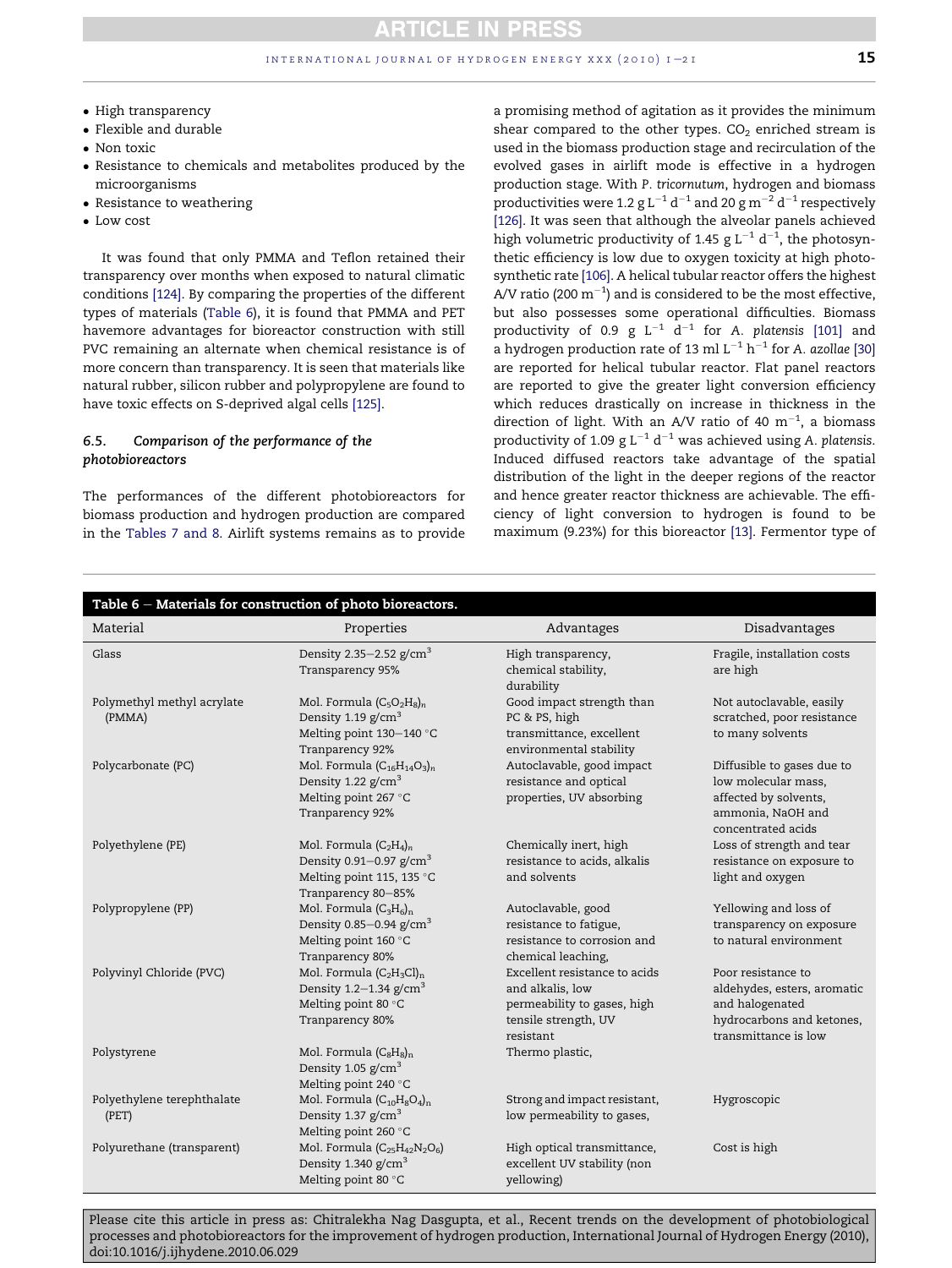- High transparency
- Flexible and durable
- Non toxic
- Resistance to chemicals and metabolites produced by the microorganisms
- Resistance to weathering
- Low cost

It was found that only PMMA and Teflon retained their transparency over months when exposed to natural climatic conditions [124]. By comparing the properties of the different types of materials (Table 6), it is found that PMMA and PET havemore advantages for bioreactor construction with still PVC remaining an alternate when chemical resistance is of more concern than transparency. It is seen that materials like natural rubber, silicon rubber and polypropylene are found to have toxic effects on S-deprived algal cells [125].

### 6.5. Comparison of the performance of the photobioreactors

The performances of the different photobioreactors for biomass production and hydrogen production are compared in the Tables 7 and 8. Airlift systems remains as to provide a promising method of agitation as it provides the minimum shear compared to the other types. $CO_2$ enriched stream is used in the biomass production stage and recirculation of the evolved gases in airlift mode is effective in a hydrogen production stage. With *P. tricornutum*, hydrogen and biomass productivities were 1.2 g $L^{-1}$ $d^{-1}$ and 20 g $m^{-2}$ $d^{-1}$ respectively [126]. It was seen that although the alveolar panels achieved high volumetric productivity of 1.45 g $L^{-1}$ $d^{-1}$, the photosynthetic efficiency is low due to oxygen toxicity at high photosynthetic rate [106]. A helical tubular reactor offers the highest A/V ratio (200 $m^{-1}$) and is considered to be the most effective, but also possesses some operational difficulties. Biomass productivity of 0.9 g $L^{-1}$ $d^{-1}$ for *A. platensis* [101] and a hydrogen production rate of 13 ml $L^{-1}$ $h^{-1}$ for *A. azollae* [30] are reported for helical tubular reactor. Flat panel reactors are reported to give the greater light conversion efficiency which reduces drastically on increase in thickness in the direction of light. With an A/V ratio of 40 $m^{-1}$, a biomass productivity of 1.09 g $L^{-1}$ $d^{-1}$ was achieved using *A. platensis*. Induced diffused reactors take advantage of the spatial distribution of the light in the deeper regions of the reactor and hence greater reactor thickness are achievable. The efficiency of light conversion to hydrogen is found to be maximum (9.23%) for this bioreactor [13]. Fermentor type of

**Table 6 – Materials for construction of photo bioreactors.**

| Material | Properties | Advantages | Disadvantages |
|---|---|---|---|
| Glass | Density 2.35–2.52 g/$cm^3$<br>Transparency 95% | High transparency, chemical stability, durability | Fragile, installation costs are high |
| Polymethyl methyl acrylate (PMMA) | Mol. Formula $(C_5O_2H_8)_n$<br>Density 1.19 g/$cm^3$<br>Melting point 130–140 °C<br>Tranparency 92% | Good impact strength than PC & PS, high transmittance, excellent environmental stability | Not autoclavable, easily scratched, poor resistance to many solvents |
| Polycarbonate (PC) | Mol. Formula $(C_{16}H_{14}O_3)_n$<br>Density 1.22 g/$cm^3$<br>Melting point 267 °C<br>Tranparency 92% | Autoclavable, good impact resistance and optical properties, UV absorbing | Diffusible to gases due to low molecular mass, affected by solvents, ammonia, NaOH and concentrated acids |
| Polyethylene (PE) | Mol. Formula $(C_2H_4)_n$<br>Density 0.91–0.97 g/$cm^3$<br>Melting point 115, 135 °C<br>Tranparency 80–85% | Chemically inert, high resistance to acids, alkalis and solvents | Loss of strength and tear resistance on exposure to light and oxygen |
| Polypropylene (PP) | Mol. Formula $(C_3H_6)_n$<br>Density 0.85–0.94 g/$cm^3$<br>Melting point 160 °C<br>Tranparency 80% | Autoclavable, good resistance to fatigue, resistance to corrosion and chemical leaching, | Yellowing and loss of transparency on exposure to natural environment |
| Polyvinyl Chloride (PVC) | Mol. Formula $(C_2H_3Cl)_n$<br>Density 1.2–1.34 g/$cm^3$<br>Melting point 80 °C<br>Tranparency 80% | Excellent resistance to acids and alkalis, low permeability to gases, high tensile strength, UV resistant | Poor resistance to aldehydes, esters, aromatic and halogenated hydrocarbons and ketones, transmittance is low |
| Polystyrene | Mol. Formula $(C_8H_8)_n$<br>Density 1.05 g/$cm^3$<br>Melting point 240 °C | Thermo plastic, | |
| Polyethylene terephthalate (PET) | Mol. Formula $(C_{10}H_8O_4)_n$<br>Density 1.37 g/$cm^3$<br>Melting point 260 °C | Strong and impact resistant, low permeability to gases, | Hygroscopic |
| Polyurethane (transparent) | Mol. Formula $(C_{25}H_{42}N_2O_6)$<br>Density 1.340 g/$cm^3$<br>Melting point 80 °C | High optical transmittance, excellent UV stability (non yellowing) | Cost is high |

Please cite this article in press as: Chitralekha Nag Dasgupta, et al., Recent trends on the development of photobiological processes and photobioreactors for the improvement of hydrogen production, International Journal of Hydrogen Energy (2010), doi:10.1016/j.ijhydene.2010.06.029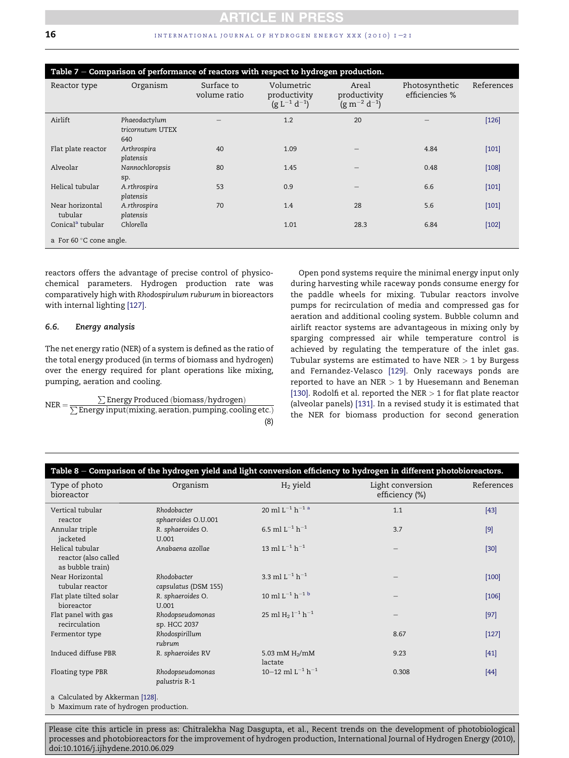**Table 7 – Comparison of performance of reactors with respect to hydrogen production.**

| Reactor type | Organism | Surface to volume ratio | Volumetric productivity ($g\ L^{-1}\ d^{-1}$) | Areal productivity ($g\ m^{-2}\ d^{-1}$) | Photosynthetic efficiencies % | References |
|---|---|---|---|---|---|---|
| Airlift | *Phaeodactylum tricornutum* UTEX 640 | – | 1.2 | 20 | – | [126] |
| Flat plate reactor | *Arthrospira platensis* | 40 | 1.09 | – | 4.84 | [101] |
| Alveolar | *Nannochloropsis* sp. | 80 | 1.45 | – | 0.48 | [108] |
| Helical tubular | *A.rthrospira platensis* | 53 | 0.9 | – | 6.6 | [101] |
| Near horizontal tubular | *A.rthrospira platensis* | 70 | 1.4 | 28 | 5.6 | [101] |
| Conical[a] tubular | *Chlorella* | | 1.01 | 28.3 | 6.84 | [102] |

a For 60 °C cone angle.

reactors offers the advantage of precise control of physico-chemical parameters. Hydrogen production rate was comparatively high with *Rhodospirulum ruburum* in bioreactors with internal lighting [127].

### 6.6. Energy analysis

The net energy ratio (NER) of a system is defined as the ratio of the total energy produced (in terms of biomass and hydrogen) over the energy required for plant operations like mixing, pumping, aeration and cooling.

$$NER = \frac{\sum \text{Energy Produced (biomass/hydrogen)}}{\sum \text{Energy input(mixing, aeration, pumping, cooling etc.)}} \quad (8)$$

Open pond systems require the minimal energy input only during harvesting while raceway ponds consume energy for the paddle wheels for mixing. Tubular reactors involve pumps for recirculation of media and compressed gas for aeration and additional cooling system. Bubble column and airlift reactor systems are advantageous in mixing only by sparging compressed air while temperature control is achieved by regulating the temperature of the inlet gas. Tubular systems are estimated to have NER > 1 by Burgess and Fernandez-Velasco [129]. Only raceways ponds are reported to have an NER > 1 by Huesemann and Beneman [130]. Rodolfi et al. reported the NER > 1 for flat plate reactor (alveolar panels) [131]. In a revised study it is estimated that the NER for biomass production for second generation

**Table 8 – Comparison of the hydrogen yield and light conversion efficiency to hydrogen in different photobioreactors.**

| Type of photo bioreactor | Organism | $H_2$ yield | Light conversion efficiency (%) | References |
|---|---|---|---|---|
| Vertical tubular reactor | *Rhodobacter sphaeroides* O.U.001 | 20 ml $L^{-1}\ h^{-1}$ [a] | 1.1 | [43] |
| Annular triple jacketed | *R. sphaeroides* O. U.001 | 6.5 ml $L^{-1}\ h^{-1}$ | 3.7 | [9] |
| Helical tubular reactor (also called as bubble train) | *Anabaena azollae* | 13 ml $L^{-1}\ h^{-1}$ | – | [30] |
| Near Horizontal tubular reactor | *Rhodobacter capsulatus* (DSM 155) | 3.3 ml $L^{-1}\ h^{-1}$ | – | [100] |
| Flat plate tilted solar bioreactor | *R. sphaeroides* O. U.001 | 10 ml $L^{-1}\ h^{-1}$ [b] | – | [106] |
| Flat panel with gas recirculation | *Rhodopseudomonas* sp. HCC 2037 | 25 ml $H_2\ l^{-1}\ h^{-1}$ | – | [97] |
| Fermentor type | *Rhodospirillum rubrum* | | 8.67 | [127] |
| Induced diffuse PBR | *R. sphaeroides* RV | 5.03 mM $H_2$/mM lactate | 9.23 | [41] |
| Floating type PBR | *Rhodopseudomonas palustris* R-1 | 10–12 ml $L^{-1}\ h^{-1}$ | 0.308 | [44] |

a Calculated by Akkerman [128].
b Maximum rate of hydrogen production.

Please cite this article in press as: Chitralekha Nag Dasgupta, et al., Recent trends on the development of photobiological processes and photobioreactors for the improvement of hydrogen production, International Journal of Hydrogen Energy (2010), doi:10.1016/j.ijhydene.2010.06.029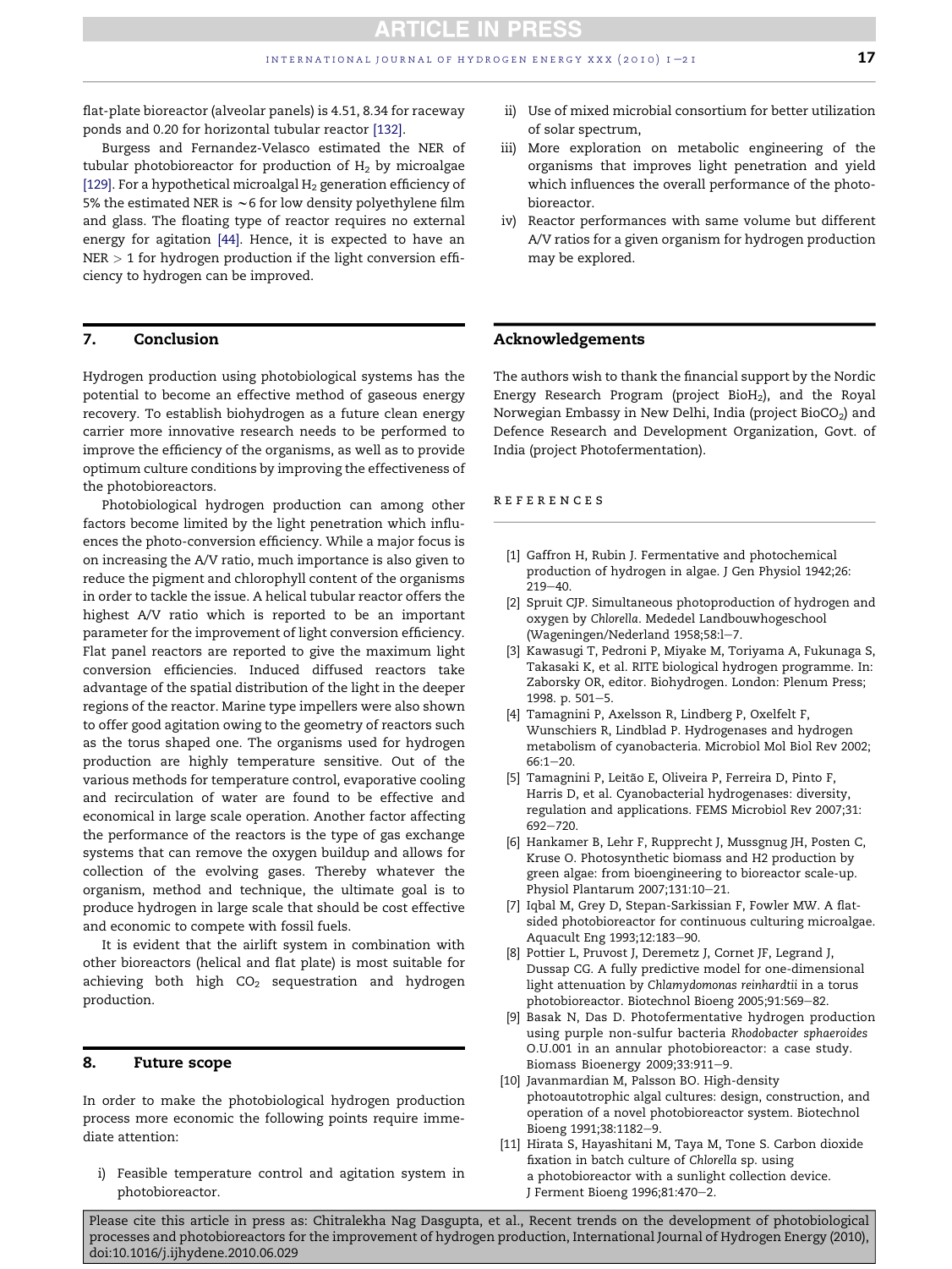flat-plate bioreactor (alveolar panels) is 4.51, 8.34 for raceway ponds and 0.20 for horizontal tubular reactor [132].

Burgess and Fernandez-Velasco estimated the NER of tubular photobioreactor for production of $H_2$ by microalgae [129]. For a hypothetical microalgal $H_2$ generation efficiency of 5% the estimated NER is $\sim 6$ for low density polyethylene film and glass. The floating type of reactor requires no external energy for agitation [44]. Hence, it is expected to have an NER $> 1$ for hydrogen production if the light conversion efficiency to hydrogen can be improved.

## 7. Conclusion

Hydrogen production using photobiological systems has the potential to become an effective method of gaseous energy recovery. To establish biohydrogen as a future clean energy carrier more innovative research needs to be performed to improve the efficiency of the organisms, as well as to provide optimum culture conditions by improving the effectiveness of the photobioreactors.

Photobiological hydrogen production can among other factors become limited by the light penetration which influences the photo-conversion efficiency. While a major focus is on increasing the A/V ratio, much importance is also given to reduce the pigment and chlorophyll content of the organisms in order to tackle the issue. A helical tubular reactor offers the highest A/V ratio which is reported to be an important parameter for the improvement of light conversion efficiency. Flat panel reactors are reported to give the maximum light conversion efficiencies. Induced diffused reactors take advantage of the spatial distribution of the light in the deeper regions of the reactor. Marine type impellers were also shown to offer good agitation owing to the geometry of reactors such as the torus shaped one. The organisms used for hydrogen production are highly temperature sensitive. Out of the various methods for temperature control, evaporative cooling and recirculation of water are found to be effective and economical in large scale operation. Another factor affecting the performance of the reactors is the type of gas exchange systems that can remove the oxygen buildup and allows for collection of the evolving gases. Thereby whatever the organism, method and technique, the ultimate goal is to produce hydrogen in large scale that should be cost effective and economic to compete with fossil fuels.

It is evident that the airlift system in combination with other bioreactors (helical and flat plate) is most suitable for achieving both high $CO_2$ sequestration and hydrogen production.

## 8. Future scope

In order to make the photobiological hydrogen production process more economic the following points require immediate attention:

i) Feasible temperature control and agitation system in photobioreactor.

ii) Use of mixed microbial consortium for better utilization of solar spectrum,

iii) More exploration on metabolic engineering of the organisms that improves light penetration and yield which influences the overall performance of the photobioreactor.

iv) Reactor performances with same volume but different A/V ratios for a given organism for hydrogen production may be explored.

## Acknowledgements

The authors wish to thank the financial support by the Nordic Energy Research Program (project Bio$H_2$), and the Royal Norwegian Embassy in New Delhi, India (project Bio$CO_2$) and Defence Research and Development Organization, Govt. of India (project Photofermentation).

## REFERENCES

[1] Gaffron H, Rubin J. Fermentative and photochemical production of hydrogen in algae. J Gen Physiol 1942;26: 219–40.

[2] Spruit CJP. Simultaneous photoproduction of hydrogen and oxygen by *Chlorella*. Mededel Landbouwhogeschool (Wageningen/Nederland 1958;58:l–7.

[3] Kawasugi T, Pedroni P, Miyake M, Toriyama A, Fukunaga S, Takasaki K, et al. RITE biological hydrogen programme. In: Zaborsky OR, editor. Biohydrogen. London: Plenum Press; 1998. p. 501–5.

[4] Tamagnini P, Axelsson R, Lindberg P, Oxelfelt F, Wunschiers R, Lindblad P. Hydrogenases and hydrogen metabolism of cyanobacteria. Microbiol Mol Biol Rev 2002; 66:1–20.

[5] Tamagnini P, Leitão E, Oliveira P, Ferreira D, Pinto F, Harris D, et al. Cyanobacterial hydrogenases: diversity, regulation and applications. FEMS Microbiol Rev 2007;31: 692–720.

[6] Hankamer B, Lehr F, Rupprecht J, Mussgnug JH, Posten C, Kruse O. Photosynthetic biomass and H2 production by green algae: from bioengineering to bioreactor scale-up. Physiol Plantarum 2007;131:10–21.

[7] Iqbal M, Grey D, Stepan-Sarkissian F, Fowler MW. A flat-sided photobioreactor for continuous culturing microalgae. Aquacult Eng 1993;12:183–90.

[8] Pottier L, Pruvost J, Deremetz J, Cornet JF, Legrand J, Dussap CG. A fully predictive model for one-dimensional light attenuation by *Chlamydomonas reinhardtii* in a torus photobioreactor. Biotechnol Bioeng 2005;91:569–82.

[9] Basak N, Das D. Photofermentative hydrogen production using purple non-sulfur bacteria *Rhodobacter sphaeroides* O.U.001 in an annular photobioreactor: a case study. Biomass Bioenergy 2009;33:911–9.

[10] Javanmardian M, Palsson BO. High-density photoautotrophic algal cultures: design, construction, and operation of a novel photobioreactor system. Biotechnol Bioeng 1991;38:1182–9.

[11] Hirata S, Hayashitani M, Taya M, Tone S. Carbon dioxide fixation in batch culture of *Chlorella* sp. using a photobioreactor with a sunlight collection device. J Ferment Bioeng 1996;81:470–2.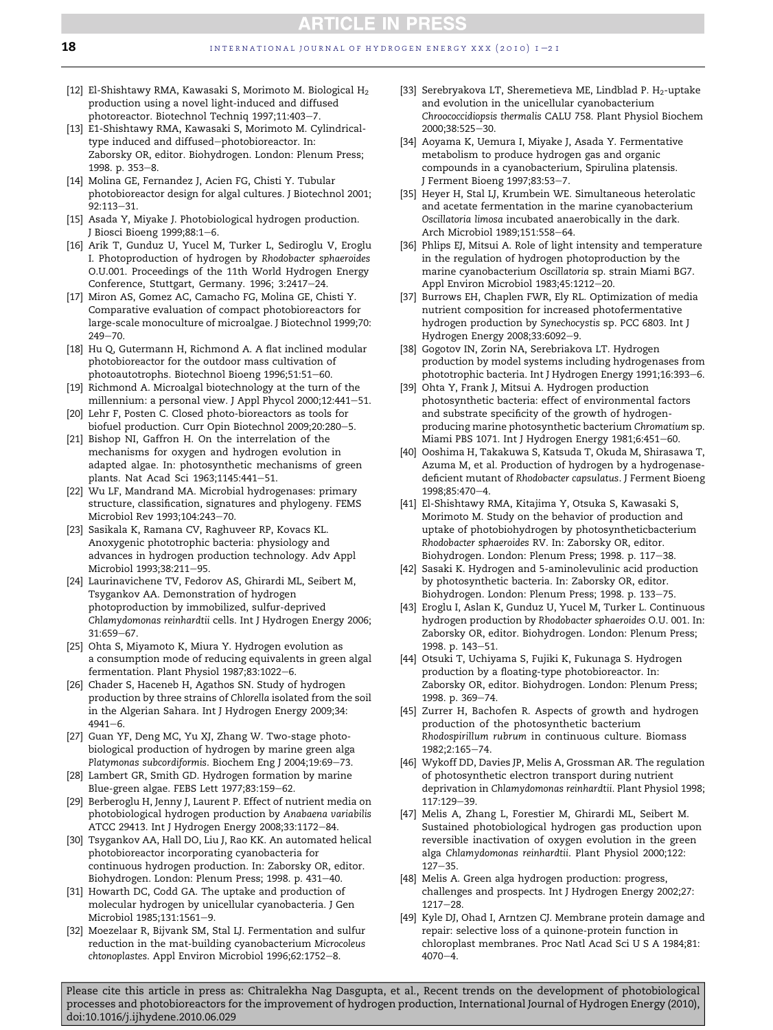[12] El-Shishtawy RMA, Kawasaki S, Morimoto M. Biological $H_2$ production using a novel light-induced and diffused photoreactor. Biotechnol Techniq 1997;11:403–7.

[13] E1-Shishtawy RMA, Kawasaki S, Morimoto M. Cylindrical-type induced and diffused–photobioreactor. In: Zaborsky OR, editor. Biohydrogen. London: Plenum Press; 1998. p. 353–8.

[14] Molina GE, Fernandez J, Acien FG, Chisti Y. Tubular photobioreactor design for algal cultures. J Biotechnol 2001; 92:113–31.

[15] Asada Y, Miyake J. Photobiological hydrogen production. J Biosci Bioeng 1999;88:1–6.

[16] Arik T, Gunduz U, Yucel M, Turker L, Sediroglu V, Eroglu I. Photoproduction of hydrogen by *Rhodobacter sphaeroides* O.U.001. Proceedings of the 11th World Hydrogen Energy Conference, Stuttgart, Germany. 1996; 3:2417–24.

[17] Miron AS, Gomez AC, Camacho FG, Molina GE, Chisti Y. Comparative evaluation of compact photobioreactors for large-scale monoculture of microalgae. J Biotechnol 1999;70: 249–70.

[18] Hu Q, Gutermann H, Richmond A. A flat inclined modular photobioreactor for the outdoor mass cultivation of photoautotrophs. Biotechnol Bioeng 1996;51:51–60.

[19] Richmond A. Microalgal biotechnology at the turn of the millennium: a personal view. J Appl Phycol 2000;12:441–51.

[20] Lehr F, Posten C. Closed photo-bioreactors as tools for biofuel production. Curr Opin Biotechnol 2009;20:280–5.

[21] Bishop NI, Gaffron H. On the interrelation of the mechanisms for oxygen and hydrogen evolution in adapted algae. In: photosynthetic mechanisms of green plants. Nat Acad Sci 1963;1145:441–51.

[22] Wu LF, Mandrand MA. Microbial hydrogenases: primary structure, classification, signatures and phylogeny. FEMS Microbiol Rev 1993;104:243–70.

[23] Sasikala K, Ramana CV, Raghuveer RP, Kovacs KL. Anoxygenic phototrophic bacteria: physiology and advances in hydrogen production technology. Adv Appl Microbiol 1993;38:211–95.

[24] Laurinavichene TV, Fedorov AS, Ghirardi ML, Seibert M, Tsygankov AA. Demonstration of hydrogen photoproduction by immobilized, sulfur-deprived *Chlamydomonas reinhardtii* cells. Int J Hydrogen Energy 2006; 31:659–67.

[25] Ohta S, Miyamoto K, Miura Y. Hydrogen evolution as a consumption mode of reducing equivalents in green algal fermentation. Plant Physiol 1987;83:1022–6.

[26] Chader S, Haceneb H, Agathos SN. Study of hydrogen production by three strains of *Chlorella* isolated from the soil in the Algerian Sahara. Int J Hydrogen Energy 2009;34: 4941–6.

[27] Guan YF, Deng MC, Yu XJ, Zhang W. Two-stage photo-biological production of hydrogen by marine green alga *Platymonas subcordiformis*. Biochem Eng J 2004;19:69–73.

[28] Lambert GR, Smith GD. Hydrogen formation by marine Blue-green algae. FEBS Lett 1977;83:159–62.

[29] Berberoglu H, Jenny J, Laurent P. Effect of nutrient media on photobiological hydrogen production by *Anabaena variabilis* ATCC 29413. Int J Hydrogen Energy 2008;33:1172–84.

[30] Tsygankov AA, Hall DO, Liu J, Rao KK. An automated helical photobioreactor incorporating cyanobacteria for continuous hydrogen production. In: Zaborsky OR, editor. Biohydrogen. London: Plenum Press; 1998. p. 431–40.

[31] Howarth DC, Codd GA. The uptake and production of molecular hydrogen by unicellular cyanobacteria. J Gen Microbiol 1985;131:1561–9.

[32] Moezelaar R, Bijvank SM, Stal LJ. Fermentation and sulfur reduction in the mat-building cyanobacterium *Microcoleus chtonoplastes*. Appl Environ Microbiol 1996;62:1752–8.

[33] Serebryakova LT, Sheremetieva ME, Lindblad P. $H_2$-uptake and evolution in the unicellular cyanobacterium *Chroococcidiopsis thermalis* CALU 758. Plant Physiol Biochem 2000;38:525–30.

[34] Aoyama K, Uemura I, Miyake J, Asada Y. Fermentative metabolism to produce hydrogen gas and organic compounds in a cyanobacterium, Spirulina platensis. J Ferment Bioeng 1997;83:53–7.

[35] Heyer H, Stal LJ, Krumbein WE. Simultaneous heterolatic and acetate fermentation in the marine cyanobacterium *Oscillatoria limosa* incubated anaerobically in the dark. Arch Microbiol 1989;151:558–64.

[36] Phlips EJ, Mitsui A. Role of light intensity and temperature in the regulation of hydrogen photoproduction by the marine cyanobacterium *Oscillatoria* sp. strain Miami BG7. Appl Environ Microbiol 1983;45:1212–20.

[37] Burrows EH, Chaplen FWR, Ely RL. Optimization of media nutrient composition for increased photofermentative hydrogen production by *Synechocystis* sp. PCC 6803. Int J Hydrogen Energy 2008;33:6092–9.

[38] Gogotov IN, Zorin NA, Serebriakova LT. Hydrogen production by model systems including hydrogenases from phototrophic bacteria. Int J Hydrogen Energy 1991;16:393–6.

[39] Ohta Y, Frank J, Mitsui A. Hydrogen production photosynthetic bacteria: effect of environmental factors and substrate specificity of the growth of hydrogen-producing marine photosynthetic bacterium *Chromatium* sp. Miami PBS 1071. Int J Hydrogen Energy 1981;6:451–60.

[40] Ooshima H, Takakuwa S, Katsuda T, Okuda M, Shirasawa T, Azuma M, et al. Production of hydrogen by a hydrogenase-deficient mutant of *Rhodobacter capsulatus*. J Ferment Bioeng 1998;85:470–4.

[41] El-Shishtawy RMA, Kitajima Y, Otsuka S, Kawasaki S, Morimoto M. Study on the behavior of production and uptake of photobiohydrogen by photosyntheticbacterium *Rhodobacter sphaeroides* RV. In: Zaborsky OR, editor. Biohydrogen. London: Plenum Press; 1998. p. 117–38.

[42] Sasaki K. Hydrogen and 5-aminolevulinic acid production by photosynthetic bacteria. In: Zaborsky OR, editor. Biohydrogen. London: Plenum Press; 1998. p. 133–75.

[43] Eroglu I, Aslan K, Gunduz U, Yucel M, Turker L. Continuous hydrogen production by *Rhodobacter sphaeroides* O.U. 001. In: Zaborsky OR, editor. Biohydrogen. London: Plenum Press; 1998. p. 143–51.

[44] Otsuki T, Uchiyama S, Fujiki K, Fukunaga S. Hydrogen production by a floating-type photobioreactor. In: Zaborsky OR, editor. Biohydrogen. London: Plenum Press; 1998. p. 369–74.

[45] Zurrer H, Bachofen R. Aspects of growth and hydrogen production of the photosynthetic bacterium *Rhodospirillum rubrum* in continuous culture. Biomass 1982;2:165–74.

[46] Wykoff DD, Davies JP, Melis A, Grossman AR. The regulation of photosynthetic electron transport during nutrient deprivation in *Chlamydomonas reinhardtii*. Plant Physiol 1998; 117:129–39.

[47] Melis A, Zhang L, Forestier M, Ghirardi ML, Seibert M. Sustained photobiological hydrogen gas production upon reversible inactivation of oxygen evolution in the green alga *Chlamydomonas reinhardtii*. Plant Physiol 2000;122: 127–35.

[48] Melis A. Green alga hydrogen production: progress, challenges and prospects. Int J Hydrogen Energy 2002;27: 1217–28.

[49] Kyle DJ, Ohad I, Arntzen CJ. Membrane protein damage and repair: selective loss of a quinone-protein function in chloroplast membranes. Proc Natl Acad Sci U S A 1984;81: 4070–4.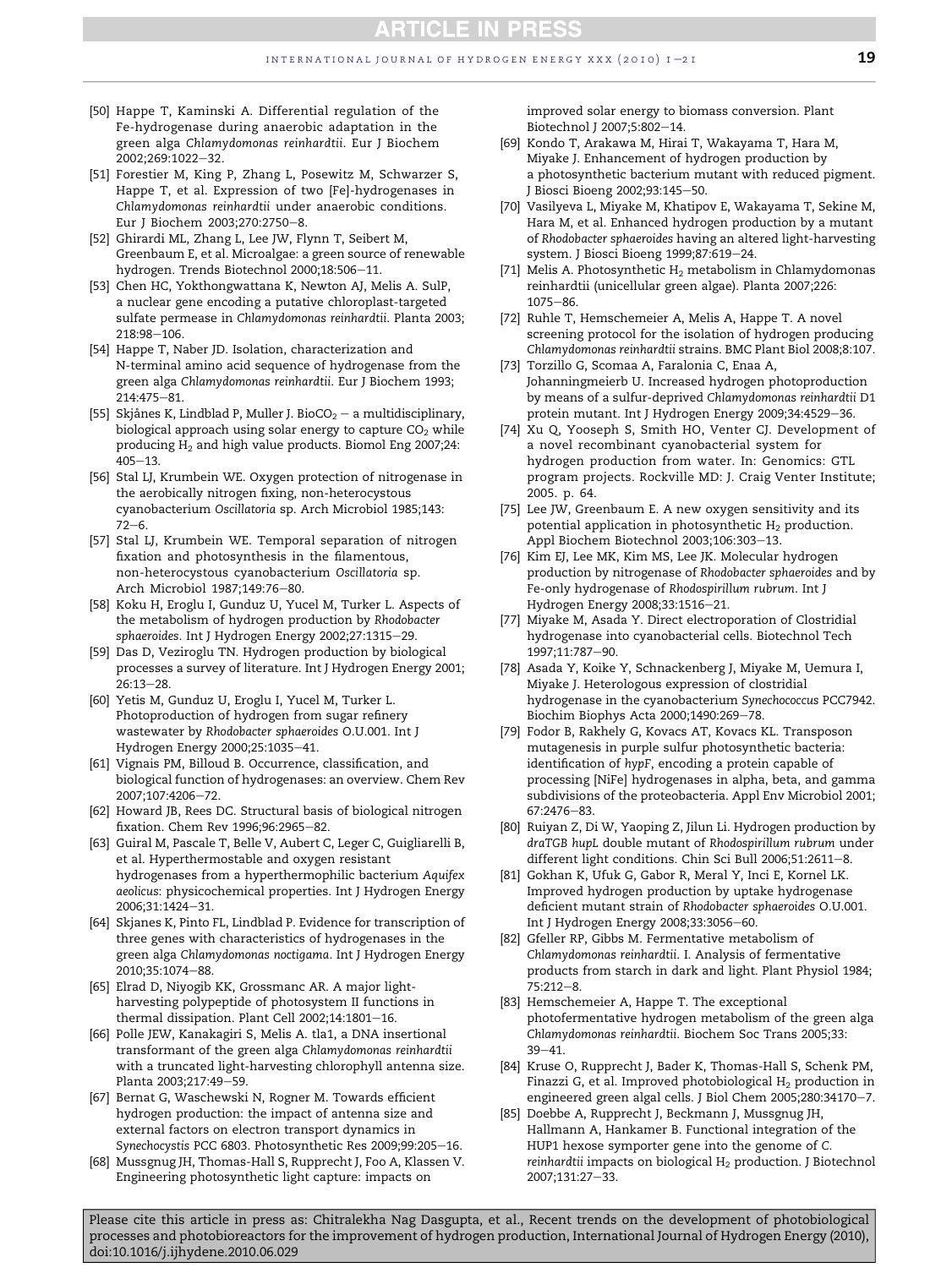[50] Happe T, Kaminski A. Differential regulation of the Fe-hydrogenase during anaerobic adaptation in the green alga *Chlamydomonas reinhardtii*. Eur J Biochem 2002;269:1022–32.

[51] Forestier M, King P, Zhang L, Posewitz M, Schwarzer S, Happe T, et al. Expression of two [Fe]-hydrogenases in *Chlamydomonas reinhardtii* under anaerobic conditions. Eur J Biochem 2003;270:2750–8.

[52] Ghirardi ML, Zhang L, Lee JW, Flynn T, Seibert M, Greenbaum E, et al. Microalgae: a green source of renewable hydrogen. Trends Biotechnol 2000;18:506–11.

[53] Chen HC, Yokthongwattana K, Newton AJ, Melis A. SulP, a nuclear gene encoding a putative chloroplast-targeted sulfate permease in *Chlamydomonas reinhardtii*. Planta 2003; 218:98–106.

[54] Happe T, Naber JD. Isolation, characterization and N-terminal amino acid sequence of hydrogenase from the green alga *Chlamydomonas reinhardtii*. Eur J Biochem 1993; 214:475–81.

[55] Skjånes K, Lindblad P, Muller J. Bio$CO_2$ – a multidisciplinary, biological approach using solar energy to capture $CO_2$ while producing $H_2$ and high value products. Biomol Eng 2007;24: 405–13.

[56] Stal LJ, Krumbein WE. Oxygen protection of nitrogenase in the aerobically nitrogen fixing, non-heterocystous cyanobacterium *Oscillatoria* sp. Arch Microbiol 1985;143: 72–6.

[57] Stal LJ, Krumbein WE. Temporal separation of nitrogen fixation and photosynthesis in the filamentous, non-heterocystous cyanobacterium *Oscillatoria* sp. Arch Microbiol 1987;149:76–80.

[58] Koku H, Eroglu I, Gunduz U, Yucel M, Turker L. Aspects of the metabolism of hydrogen production by *Rhodobacter sphaeroides*. Int J Hydrogen Energy 2002;27:1315–29.

[59] Das D, Veziroglu TN. Hydrogen production by biological processes a survey of literature. Int J Hydrogen Energy 2001; 26:13–28.

[60] Yetis M, Gunduz U, Eroglu I, Yucel M, Turker L. Photoproduction of hydrogen from sugar refinery wastewater by *Rhodobacter sphaeroides* O.U.001. Int J Hydrogen Energy 2000;25:1035–41.

[61] Vignais PM, Billoud B. Occurrence, classification, and biological function of hydrogenases: an overview. Chem Rev 2007;107:4206–72.

[62] Howard JB, Rees DC. Structural basis of biological nitrogen fixation. Chem Rev 1996;96:2965–82.

[63] Guiral M, Pascale T, Belle V, Aubert C, Leger C, Guigliarelli B, et al. Hyperthermostable and oxygen resistant hydrogenases from a hyperthermophilic bacterium *Aquifex aeolicus*: physicochemical properties. Int J Hydrogen Energy 2006;31:1424–31.

[64] Skjanes K, Pinto FL, Lindblad P. Evidence for transcription of three genes with characteristics of hydrogenases in the green alga *Chlamydomonas noctigama*. Int J Hydrogen Energy 2010;35:1074–88.

[65] Elrad D, Niyogib KK, Grossmanc AR. A major light-harvesting polypeptide of photosystem II functions in thermal dissipation. Plant Cell 2002;14:1801–16.

[66] Polle JEW, Kanakagiri S, Melis A. tla1, a DNA insertional transformant of the green alga *Chlamydomonas reinhardtii* with a truncated light-harvesting chlorophyll antenna size. Planta 2003;217:49–59.

[67] Bernat G, Waschewski N, Rogner M. Towards efficient hydrogen production: the impact of antenna size and external factors on electron transport dynamics in *Synechocystis* PCC 6803. Photosynthetic Res 2009;99:205–16.

[68] Mussgnug JH, Thomas-Hall S, Rupprecht J, Foo A, Klassen V. Engineering photosynthetic light capture: impacts on improved solar energy to biomass conversion. Plant Biotechnol J 2007;5:802–14.

[69] Kondo T, Arakawa M, Hirai T, Wakayama T, Hara M, Miyake J. Enhancement of hydrogen production by a photosynthetic bacterium mutant with reduced pigment. J Biosci Bioeng 2002;93:145–50.

[70] Vasilyeva L, Miyake M, Khatipov E, Wakayama T, Sekine M, Hara M, et al. Enhanced hydrogen production by a mutant of *Rhodobacter sphaeroides* having an altered light-harvesting system. J Biosci Bioeng 1999;87:619–24.

[71] Melis A. Photosynthetic $H_2$ metabolism in Chlamydomonas reinhardtii (unicellular green algae). Planta 2007;226: 1075–86.

[72] Ruhle T, Hemschemeier A, Melis A, Happe T. A novel screening protocol for the isolation of hydrogen producing *Chlamydomonas reinhardtii* strains. BMC Plant Biol 2008;8:107.

[73] Torzillo G, Scomaa A, Faralonia C, Enaa A, Johanningmeierb U. Increased hydrogen photoproduction by means of a sulfur-deprived *Chlamydomonas reinhardtii* D1 protein mutant. Int J Hydrogen Energy 2009;34:4529–36.

[74] Xu Q, Yooseph S, Smith HO, Venter CJ. Development of a novel recombinant cyanobacterial system for hydrogen production from water. In: Genomics: GTL program projects. Rockville MD: J. Craig Venter Institute; 2005. p. 64.

[75] Lee JW, Greenbaum E. A new oxygen sensitivity and its potential application in photosynthetic $H_2$ production. Appl Biochem Biotechnol 2003;106:303–13.

[76] Kim EJ, Lee MK, Kim MS, Lee JK. Molecular hydrogen production by nitrogenase of *Rhodobacter sphaeroides* and by Fe-only hydrogenase of *Rhodospirillum rubrum*. Int J Hydrogen Energy 2008;33:1516–21.

[77] Miyake M, Asada Y. Direct electroporation of Clostridial hydrogenase into cyanobacterial cells. Biotechnol Tech 1997;11:787–90.

[78] Asada Y, Koike Y, Schnackenberg J, Miyake M, Uemura I, Miyake J. Heterologous expression of clostridial hydrogenase in the cyanobacterium *Synechococcus* PCC7942. Biochim Biophys Acta 2000;1490:269–78.

[79] Fodor B, Rakhely G, Kovacs AT, Kovacs KL. Transposon mutagenesis in purple sulfur photosynthetic bacteria: identification of *hypF*, encoding a protein capable of processing [NiFe] hydrogenases in alpha, beta, and gamma subdivisions of the proteobacteria. Appl Env Microbiol 2001; 67:2476–83.

[80] Ruiyan Z, Di W, Yaoping Z, Jilun Li. Hydrogen production by *draTGB hupL* double mutant of *Rhodospirillum rubrum* under different light conditions. Chin Sci Bull 2006;51:2611–8.

[81] Gokhan K, Ufuk G, Gabor R, Meral Y, Inci E, Kornel LK. Improved hydrogen production by uptake hydrogenase deficient mutant strain of *Rhodobacter sphaeroides* O.U.001. Int J Hydrogen Energy 2008;33:3056–60.

[82] Gfeller RP, Gibbs M. Fermentative metabolism of *Chlamydomonas reinhardtii*. I. Analysis of fermentative products from starch in dark and light. Plant Physiol 1984; 75:212–8.

[83] Hemschemeier A, Happe T. The exceptional photofermentative hydrogen metabolism of the green alga *Chlamydomonas reinhardtii*. Biochem Soc Trans 2005;33: 39–41.

[84] Kruse O, Rupprecht J, Bader K, Thomas-Hall S, Schenk PM, Finazzi G, et al. Improved photobiological $H_2$ production in engineered green algal cells. J Biol Chem 2005;280:34170–7.

[85] Doebbe A, Rupprecht J, Beckmann J, Mussgnug JH, Hallmann A, Hankamer B. Functional integration of the HUP1 hexose symporter gene into the genome of *C. reinhardtii* impacts on biological $H_2$ production. J Biotechnol 2007;131:27–33.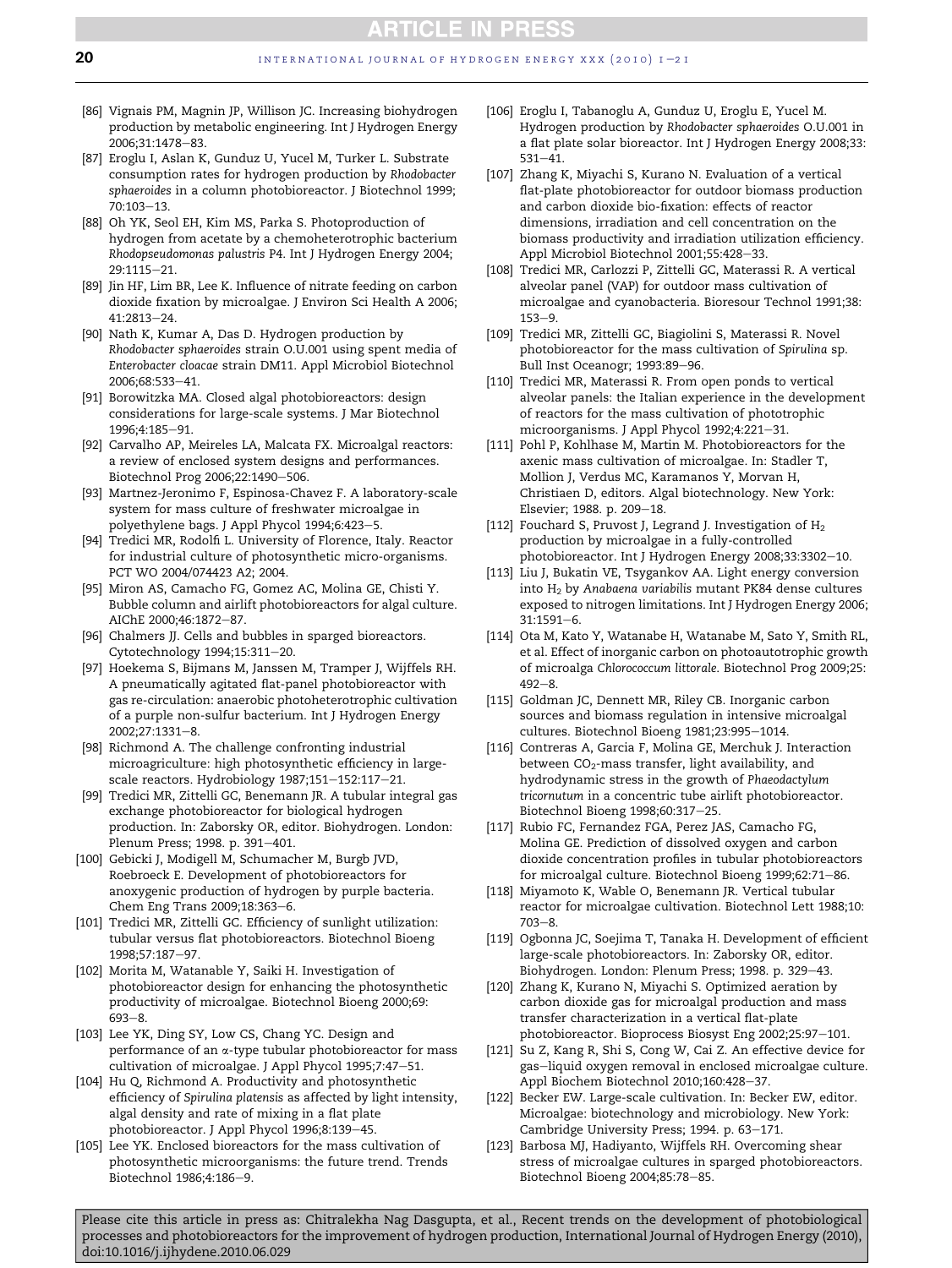[86] Vignais PM, Magnin JP, Willison JC. Increasing biohydrogen production by metabolic engineering. Int J Hydrogen Energy 2006;31:1478–83.

[87] Eroglu I, Aslan K, Gunduz U, Yucel M, Turker L. Substrate consumption rates for hydrogen production by *Rhodobacter sphaeroides* in a column photobioreactor. J Biotechnol 1999; 70:103–13.

[88] Oh YK, Seol EH, Kim MS, Parka S. Photoproduction of hydrogen from acetate by a chemoheterotrophic bacterium *Rhodopseudomonas palustris* P4. Int J Hydrogen Energy 2004; 29:1115–21.

[89] Jin HF, Lim BR, Lee K. Influence of nitrate feeding on carbon dioxide fixation by microalgae. J Environ Sci Health A 2006; 41:2813–24.

[90] Nath K, Kumar A, Das D. Hydrogen production by *Rhodobacter sphaeroides* strain O.U.001 using spent media of *Enterobacter cloacae* strain DM11. Appl Microbiol Biotechnol 2006;68:533–41.

[91] Borowitzka MA. Closed algal photobioreactors: design considerations for large-scale systems. J Mar Biotechnol 1996;4:185–91.

[92] Carvalho AP, Meireles LA, Malcata FX. Microalgal reactors: a review of enclosed system designs and performances. Biotechnol Prog 2006;22:1490–506.

[93] Martnez-Jeronimo F, Espinosa-Chavez F. A laboratory-scale system for mass culture of freshwater microalgae in polyethylene bags. J Appl Phycol 1994;6:423–5.

[94] Tredici MR, Rodolfi L. University of Florence, Italy. Reactor for industrial culture of photosynthetic micro-organisms. PCT WO 2004/074423 A2; 2004.

[95] Miron AS, Camacho FG, Gomez AC, Molina GE, Chisti Y. Bubble column and airlift photobioreactors for algal culture. AIChE 2000;46:1872–87.

[96] Chalmers JJ. Cells and bubbles in sparged bioreactors. Cytotechnology 1994;15:311–20.

[97] Hoekema S, Bijmans M, Janssen M, Tramper J, Wijffels RH. A pneumatically agitated flat-panel photobioreactor with gas re-circulation: anaerobic photoheterotrophic cultivation of a purple non-sulfur bacterium. Int J Hydrogen Energy 2002;27:1331–8.

[98] Richmond A. The challenge confronting industrial microagriculture: high photosynthetic efficiency in large-scale reactors. Hydrobiology 1987;151–152:117–21.

[99] Tredici MR, Zittelli GC, Benemann JR. A tubular integral gas exchange photobioreactor for biological hydrogen production. In: Zaborsky OR, editor. Biohydrogen. London: Plenum Press; 1998. p. 391–401.

[100] Gebicki J, Modigell M, Schumacher M, Burgb JVD, Roebroeck E. Development of photobioreactors for anoxygenic production of hydrogen by purple bacteria. Chem Eng Trans 2009;18:363–6.

[101] Tredici MR, Zittelli GC. Efficiency of sunlight utilization: tubular versus flat photobioreactors. Biotechnol Bioeng 1998;57:187–97.

[102] Morita M, Watanable Y, Saiki H. Investigation of photobioreactor design for enhancing the photosynthetic productivity of microalgae. Biotechnol Bioeng 2000;69: 693–8.

[103] Lee YK, Ding SY, Low CS, Chang YC. Design and performance of an $\alpha$-type tubular photobioreactor for mass cultivation of microalgae. J Appl Phycol 1995;7:47–51.

[104] Hu Q, Richmond A. Productivity and photosynthetic efficiency of *Spirulina platensis* as affected by light intensity, algal density and rate of mixing in a flat plate photobioreactor. J Appl Phycol 1996;8:139–45.

[105] Lee YK. Enclosed bioreactors for the mass cultivation of photosynthetic microorganisms: the future trend. Trends Biotechnol 1986;4:186–9.

[106] Eroglu I, Tabanoglu A, Gunduz U, Eroglu E, Yucel M. Hydrogen production by *Rhodobacter sphaeroides* O.U.001 in a flat plate solar bioreactor. Int J Hydrogen Energy 2008;33: 531–41.

[107] Zhang K, Miyachi S, Kurano N. Evaluation of a vertical flat-plate photobioreactor for outdoor biomass production and carbon dioxide bio-fixation: effects of reactor dimensions, irradiation and cell concentration on the biomass productivity and irradiation utilization efficiency. Appl Microbiol Biotechnol 2001;55:428–33.

[108] Tredici MR, Carlozzi P, Zittelli GC, Materassi R. A vertical alveolar panel (VAP) for outdoor mass cultivation of microalgae and cyanobacteria. Bioresour Technol 1991;38: 153–9.

[109] Tredici MR, Zittelli GC, Biagiolini S, Materassi R. Novel photobioreactor for the mass cultivation of *Spirulina* sp. Bull Inst Oceanogr; 1993:89–96.

[110] Tredici MR, Materassi R. From open ponds to vertical alveolar panels: the Italian experience in the development of reactors for the mass cultivation of phototrophic microorganisms. J Appl Phycol 1992;4:221–31.

[111] Pohl P, Kohlhase M, Martin M. Photobioreactors for the axenic mass cultivation of microalgae. In: Stadler T, Mollion J, Verdus MC, Karamanos Y, Morvan H, Christiaen D, editors. Algal biotechnology. New York: Elsevier; 1988. p. 209–18.

[112] Fouchard S, Pruvost J, Legrand J. Investigation of $H_2$ production by microalgae in a fully-controlled photobioreactor. Int J Hydrogen Energy 2008;33:3302–10.

[113] Liu J, Bukatin VE, Tsygankov AA. Light energy conversion into $H_2$ by *Anabaena variabilis* mutant PK84 dense cultures exposed to nitrogen limitations. Int J Hydrogen Energy 2006; 31:1591–6.

[114] Ota M, Kato Y, Watanabe H, Watanabe M, Sato Y, Smith RL, et al. Effect of inorganic carbon on photoautotrophic growth of microalga *Chlorococcum littorale*. Biotechnol Prog 2009;25: 492–8.

[115] Goldman JC, Dennett MR, Riley CB. Inorganic carbon sources and biomass regulation in intensive microalgal cultures. Biotechnol Bioeng 1981;23:995–1014.

[116] Contreras A, Garcia F, Molina GE, Merchuk J. Interaction between $CO_2$-mass transfer, light availability, and hydrodynamic stress in the growth of *Phaeodactylum tricornutum* in a concentric tube airlift photobioreactor. Biotechnol Bioeng 1998;60:317–25.

[117] Rubio FC, Fernandez FGA, Perez JAS, Camacho FG, Molina GE. Prediction of dissolved oxygen and carbon dioxide concentration profiles in tubular photobioreactors for microalgal culture. Biotechnol Bioeng 1999;62:71–86.

[118] Miyamoto K, Wable O, Benemann JR. Vertical tubular reactor for microalgae cultivation. Biotechnol Lett 1988;10: 703–8.

[119] Ogbonna JC, Soejima T, Tanaka H. Development of efficient large-scale photobioreactors. In: Zaborsky OR, editor. Biohydrogen. London: Plenum Press; 1998. p. 329–43.

[120] Zhang K, Kurano N, Miyachi S. Optimized aeration by carbon dioxide gas for microalgal production and mass transfer characterization in a vertical flat-plate photobioreactor. Bioprocess Biosyst Eng 2002;25:97–101.

[121] Su Z, Kang R, Shi S, Cong W, Cai Z. An effective device for gas–liquid oxygen removal in enclosed microalgae culture. Appl Biochem Biotechnol 2010;160:428–37.

[122] Becker EW. Large-scale cultivation. In: Becker EW, editor. Microalgae: biotechnology and microbiology. New York: Cambridge University Press; 1994. p. 63–171.

[123] Barbosa MJ, Hadiyanto, Wijffels RH. Overcoming shear stress of microalgae cultures in sparged photobioreactors. Biotechnol Bioeng 2004;85:78–85.

Please cite this article in press as: Chitralekha Nag Dasgupta, et al., Recent trends on the development of photobiological processes and photobioreactors for the improvement of hydrogen production, International Journal of Hydrogen Energy (2010), doi:10.1016/j.ijhydene.2010.06.029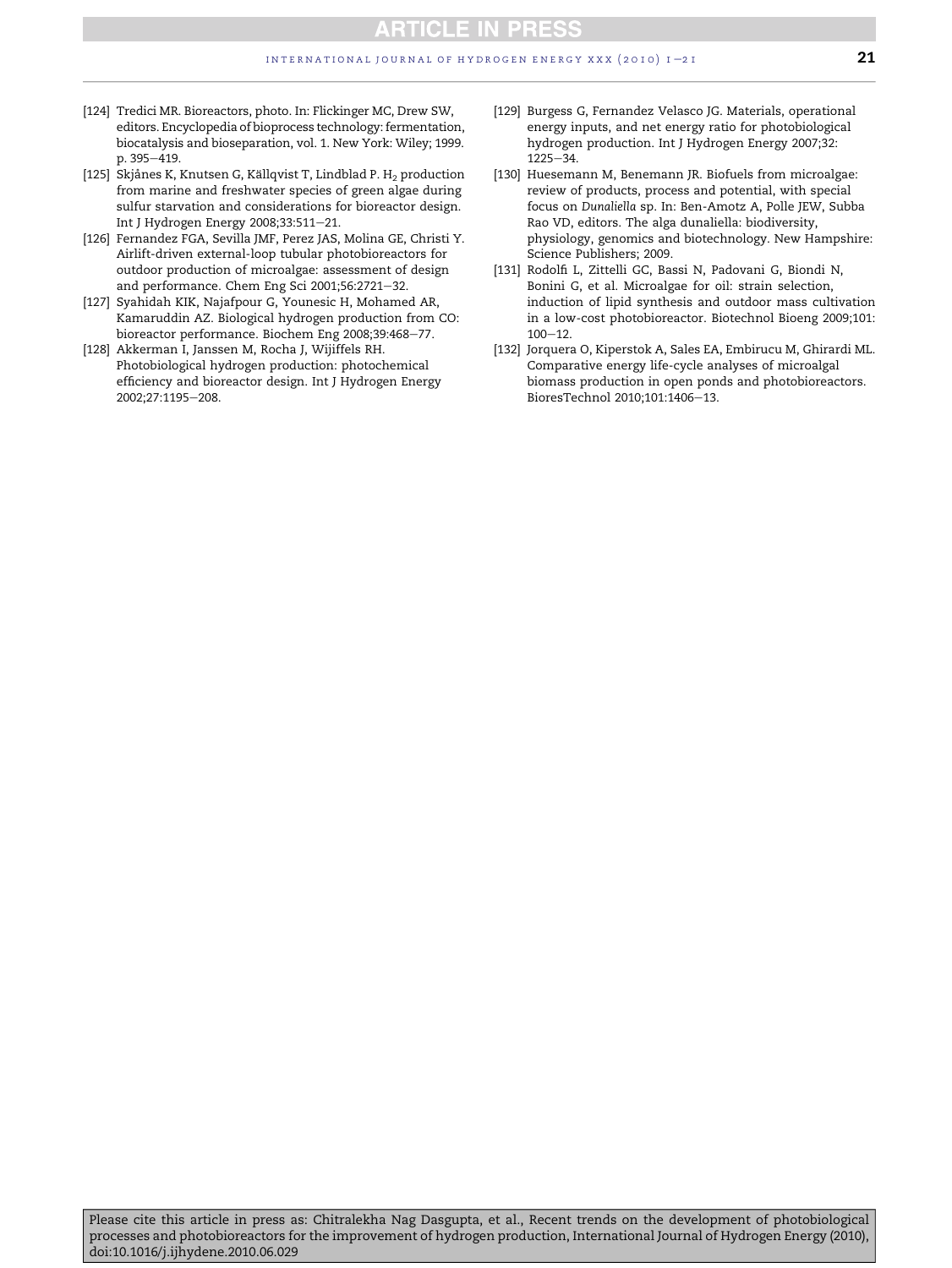[124] Tredici MR. Bioreactors, photo. In: Flickinger MC, Drew SW, editors. Encyclopedia of bioprocess technology: fermentation, biocatalysis and bioseparation, vol. 1. New York: Wiley; 1999. p. 395–419.

[125] Skjånes K, Knutsen G, Källqvist T, Lindblad P. $H_2$ production from marine and freshwater species of green algae during sulfur starvation and considerations for bioreactor design. Int J Hydrogen Energy 2008;33:511–21.

[126] Fernandez FGA, Sevilla JMF, Perez JAS, Molina GE, Christi Y. Airlift-driven external-loop tubular photobioreactors for outdoor production of microalgae: assessment of design and performance. Chem Eng Sci 2001;56:2721–32.

[127] Syahidah KIK, Najafpour G, Younesic H, Mohamed AR, Kamaruddin AZ. Biological hydrogen production from CO: bioreactor performance. Biochem Eng 2008;39:468–77.

[128] Akkerman I, Janssen M, Rocha J, Wijiffels RH. Photobiological hydrogen production: photochemical efficiency and bioreactor design. Int J Hydrogen Energy 2002;27:1195–208.

[129] Burgess G, Fernandez Velasco JG. Materials, operational energy inputs, and net energy ratio for photobiological hydrogen production. Int J Hydrogen Energy 2007;32: 1225–34.

[130] Huesemann M, Benemann JR. Biofuels from microalgae: review of products, process and potential, with special focus on *Dunaliella* sp. In: Ben-Amotz A, Polle JEW, Subba Rao VD, editors. The alga dunaliella: biodiversity, physiology, genomics and biotechnology. New Hampshire: Science Publishers; 2009.

[131] Rodolfi L, Zittelli GC, Bassi N, Padovani G, Biondi N, Bonini G, et al. Microalgae for oil: strain selection, induction of lipid synthesis and outdoor mass cultivation in a low-cost photobioreactor. Biotechnol Bioeng 2009;101: 100–12.

[132] Jorquera O, Kiperstok A, Sales EA, Embirucu M, Ghirardi ML. Comparative energy life-cycle analyses of microalgal biomass production in open ponds and photobioreactors. BioresTechnol 2010;101:1406–13.

Please cite this article in press as: Chitralekha Nag Dasgupta, et al., Recent trends on the development of photobiological processes and photobioreactors for the improvement of hydrogen production, International Journal of Hydrogen Energy (2010), doi:10.1016/j.ijhydene.2010.06.029